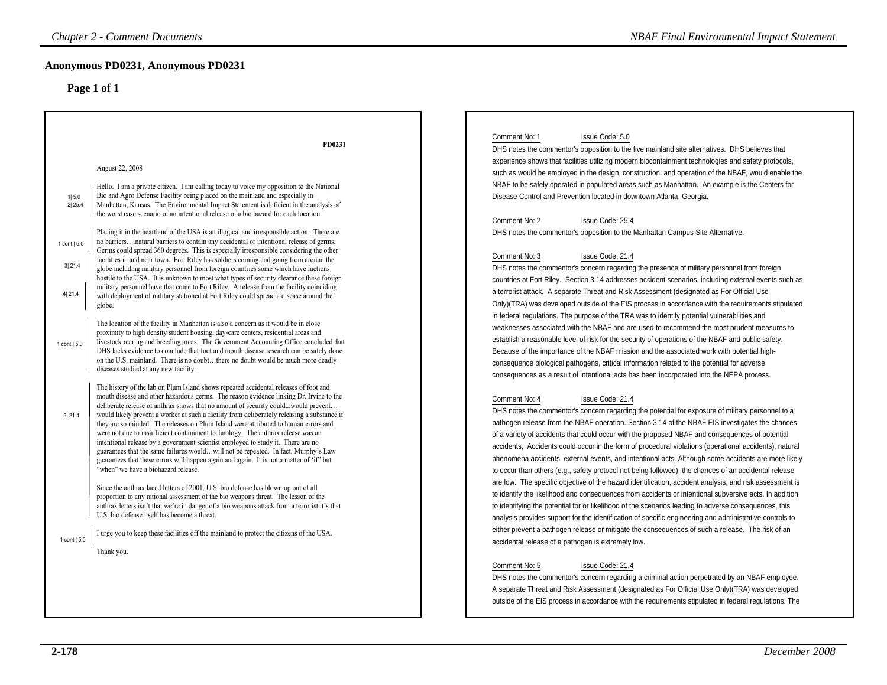# Anonymous PD0231, Anonymous PD0231

## Page 1 of 1

PD0231

August 22, 2008

1| 5.0
2| 25.4

Hello. I am a private citizen. I am calling today to voice my opposition to the National Bio and Agro Defense Facility being placed on the mainland and especially in Manhattan, Kansas. The Environmental Impact Statement is deficient in the analysis of the worst case scenario of an intentional release of a bio hazard for each location.

1 cont.| 5.0

Placing it in the heartland of the USA is an illogical and irresponsible action. There are no barriers….natural barriers to contain any accidental or intentional release of germs. Germs could spread 360 degrees. This is especially irresponsible considering the other

3| 21.4

facilities in and near town. Fort Riley has soldiers coming and going from around the globe including military personnel from foreign countries some which have factions hostile to the USA. It is unknown to most what types of security clearance these foreign military personnel have that come to Fort Riley. A release from the facility coinciding

4| 21.4

with deployment of military stationed at Fort Riley could spread a disease around the globe.

1 cont.| 5.0

The location of the facility in Manhattan is also a concern as it would be in close proximity to high density student housing, day-care centers, residential areas and livestock rearing and breeding areas. The Government Accounting Office concluded that DHS lacks evidence to conclude that foot and mouth disease research can be safely done on the U.S. mainland. There is no doubt…there no doubt would be much more deadly diseases studied at any new facility.

5| 21.4

The history of the lab on Plum Island shows repeated accidental releases of foot and mouth disease and other hazardous germs. The reason evidence linking Dr. Irvine to the deliberate release of anthrax shows that no amount of security could...would prevent… would likely prevent a worker at such a facility from deliberately releasing a substance if they are so minded. The releases on Plum Island were attributed to human errors and were not due to insufficient containment technology. The anthrax release was an intentional release by a government scientist employed to study it. There are no guarantees that the same failures would…will not be repeated. In fact, Murphy's Law guarantees that these errors will happen again and again. It is not a matter of 'if' but "when" we have a biohazard release.

Since the anthrax laced letters of 2001, U.S. bio defense has blown up out of all proportion to any rational assessment of the bio weapons threat. The lesson of the anthrax letters isn't that we're in danger of a bio weapons attack from a terrorist it's that U.S. bio defense itself has become a threat.

1 cont.| 5.0

I urge you to keep these facilities off the mainland to protect the citizens of the USA.

Thank you.

---

Comment No: 1 Issue Code: 5.0

DHS notes the commentor's opposition to the five mainland site alternatives. DHS believes that experience shows that facilities utilizing modern biocontainment technologies and safety protocols, such as would be employed in the design, construction, and operation of the NBAF, would enable the NBAF to be safely operated in populated areas such as Manhattan. An example is the Centers for Disease Control and Prevention located in downtown Atlanta, Georgia.

Comment No: 2 Issue Code: 25.4

DHS notes the commentor's opposition to the Manhattan Campus Site Alternative.

Comment No: 3 Issue Code: 21.4

DHS notes the commentor's concern regarding the presence of military personnel from foreign countries at Fort Riley. Section 3.14 addresses accident scenarios, including external events such as a terrorist attack. A separate Threat and Risk Assessment (designated as For Official Use Only)(TRA) was developed outside of the EIS process in accordance with the requirements stipulated in federal regulations. The purpose of the TRA was to identify potential vulnerabilities and weaknesses associated with the NBAF and are used to recommend the most prudent measures to establish a reasonable level of risk for the security of operations of the NBAF and public safety. Because of the importance of the NBAF mission and the associated work with potential high-consequence biological pathogens, critical information related to the potential for adverse consequences as a result of intentional acts has been incorporated into the NEPA process.

Comment No: 4 Issue Code: 21.4

DHS notes the commentor's concern regarding the potential for exposure of military personnel to a pathogen release from the NBAF operation. Section 3.14 of the NBAF EIS investigates the chances of a variety of accidents that could occur with the proposed NBAF and consequences of potential accidents, Accidents could occur in the form of procedural violations (operational accidents), natural phenomena accidents, external events, and intentional acts. Although some accidents are more likely to occur than others (e.g., safety protocol not being followed), the chances of an accidental release are low. The specific objective of the hazard identification, accident analysis, and risk assessment is to identify the likelihood and consequences from accidents or intentional subversive acts. In addition to identifying the potential for or likelihood of the scenarios leading to adverse consequences, this analysis provides support for the identification of specific engineering and administrative controls to either prevent a pathogen release or mitigate the consequences of such a release. The risk of an accidental release of a pathogen is extremely low.

Comment No: 5 Issue Code: 21.4

DHS notes the commentor's concern regarding a criminal action perpetrated by an NBAF employee. A separate Threat and Risk Assessment (designated as For Official Use Only)(TRA) was developed outside of the EIS process in accordance with the requirements stipulated in federal regulations. The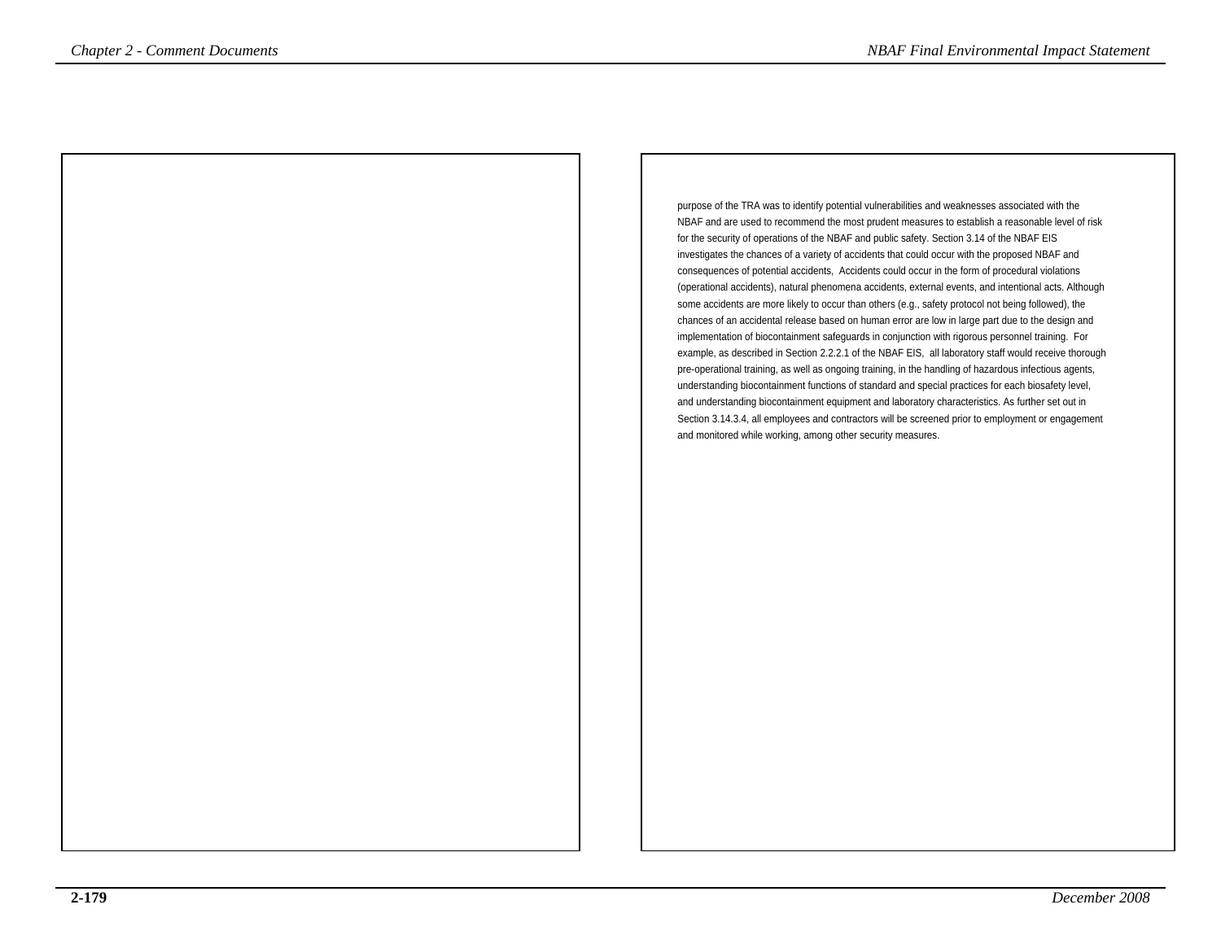purpose of the TRA was to identify potential vulnerabilities and weaknesses associated with the NBAF and are used to recommend the most prudent measures to establish a reasonable level of risk for the security of operations of the NBAF and public safety. Section 3.14 of the NBAF EIS investigates the chances of a variety of accidents that could occur with the proposed NBAF and consequences of potential accidents, Accidents could occur in the form of procedural violations (operational accidents), natural phenomena accidents, external events, and intentional acts. Although some accidents are more likely to occur than others (e.g., safety protocol not being followed), the chances of an accidental release based on human error are low in large part due to the design and implementation of biocontainment safeguards in conjunction with rigorous personnel training. For example, as described in Section 2.2.2.1 of the NBAF EIS, all laboratory staff would receive thorough pre-operational training, as well as ongoing training, in the handling of hazardous infectious agents, understanding biocontainment functions of standard and special practices for each biosafety level, and understanding biocontainment equipment and laboratory characteristics. As further set out in Section 3.14.3.4, all employees and contractors will be screened prior to employment or engagement and monitored while working, among other security measures.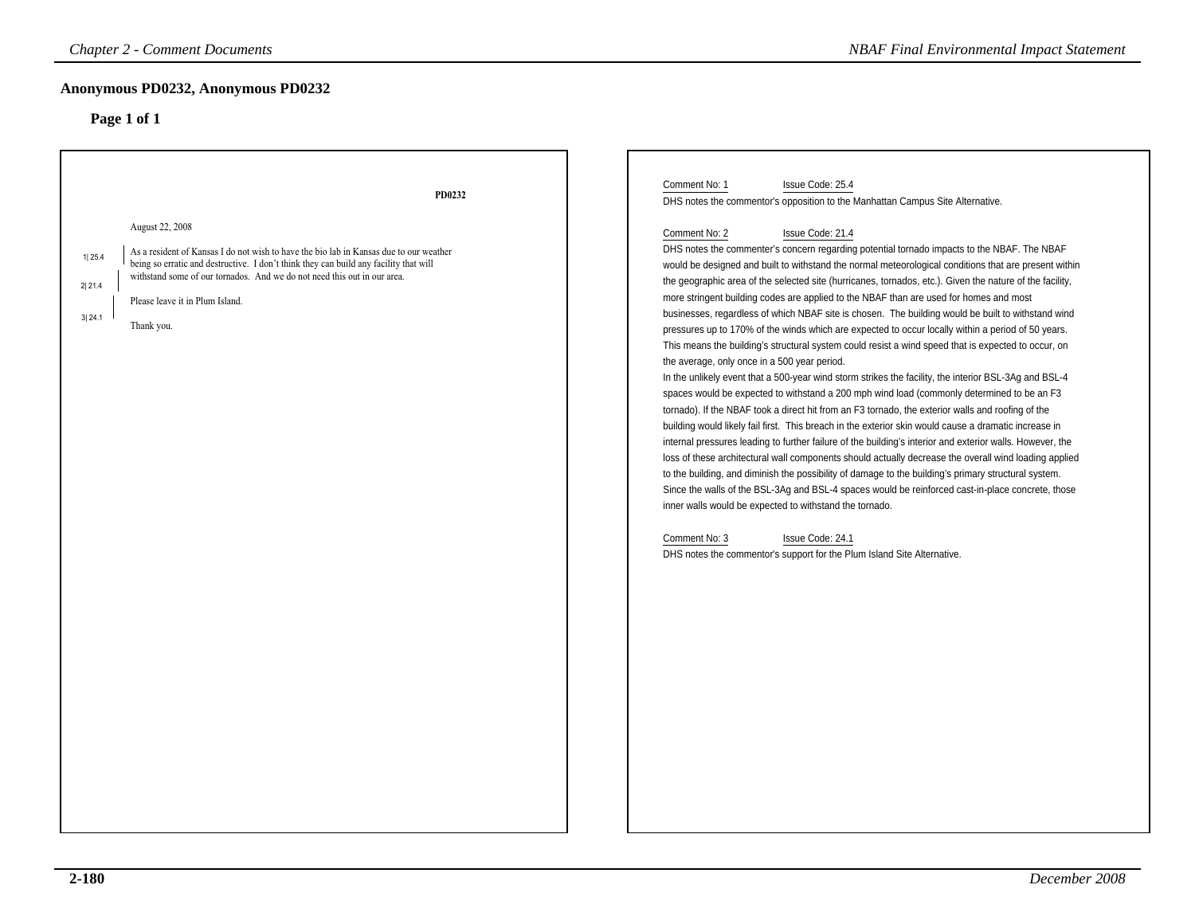## Anonymous PD0232, Anonymous PD0232

**Page 1 of 1**

PD0232

August 22, 2008

1| 25.4 — As a resident of Kansas I do not wish to have the bio lab in Kansas due to our weather being so erratic and destructive.

2| 21.4 — I don't think they can build any facility that will withstand some of our tornados. And we do not need this out in our area.

3| 24.1 — Please leave it in Plum Island.

Thank you.

---

Comment No: 1 Issue Code: 25.4

DHS notes the commentor's opposition to the Manhattan Campus Site Alternative.

Comment No: 2 Issue Code: 21.4

DHS notes the commenter's concern regarding potential tornado impacts to the NBAF. The NBAF would be designed and built to withstand the normal meteorological conditions that are present within the geographic area of the selected site (hurricanes, tornados, etc.). Given the nature of the facility, more stringent building codes are applied to the NBAF than are used for homes and most businesses, regardless of which NBAF site is chosen. The building would be built to withstand wind pressures up to 170% of the winds which are expected to occur locally within a period of 50 years. This means the building's structural system could resist a wind speed that is expected to occur, on the average, only once in a 500 year period.

In the unlikely event that a 500-year wind storm strikes the facility, the interior BSL-3Ag and BSL-4 spaces would be expected to withstand a 200 mph wind load (commonly determined to be an F3 tornado). If the NBAF took a direct hit from an F3 tornado, the exterior walls and roofing of the building would likely fail first. This breach in the exterior skin would cause a dramatic increase in internal pressures leading to further failure of the building's interior and exterior walls. However, the loss of these architectural wall components should actually decrease the overall wind loading applied to the building, and diminish the possibility of damage to the building's primary structural system. Since the walls of the BSL-3Ag and BSL-4 spaces would be reinforced cast-in-place concrete, those inner walls would be expected to withstand the tornado.

Comment No: 3 Issue Code: 24.1

DHS notes the commentor's support for the Plum Island Site Alternative.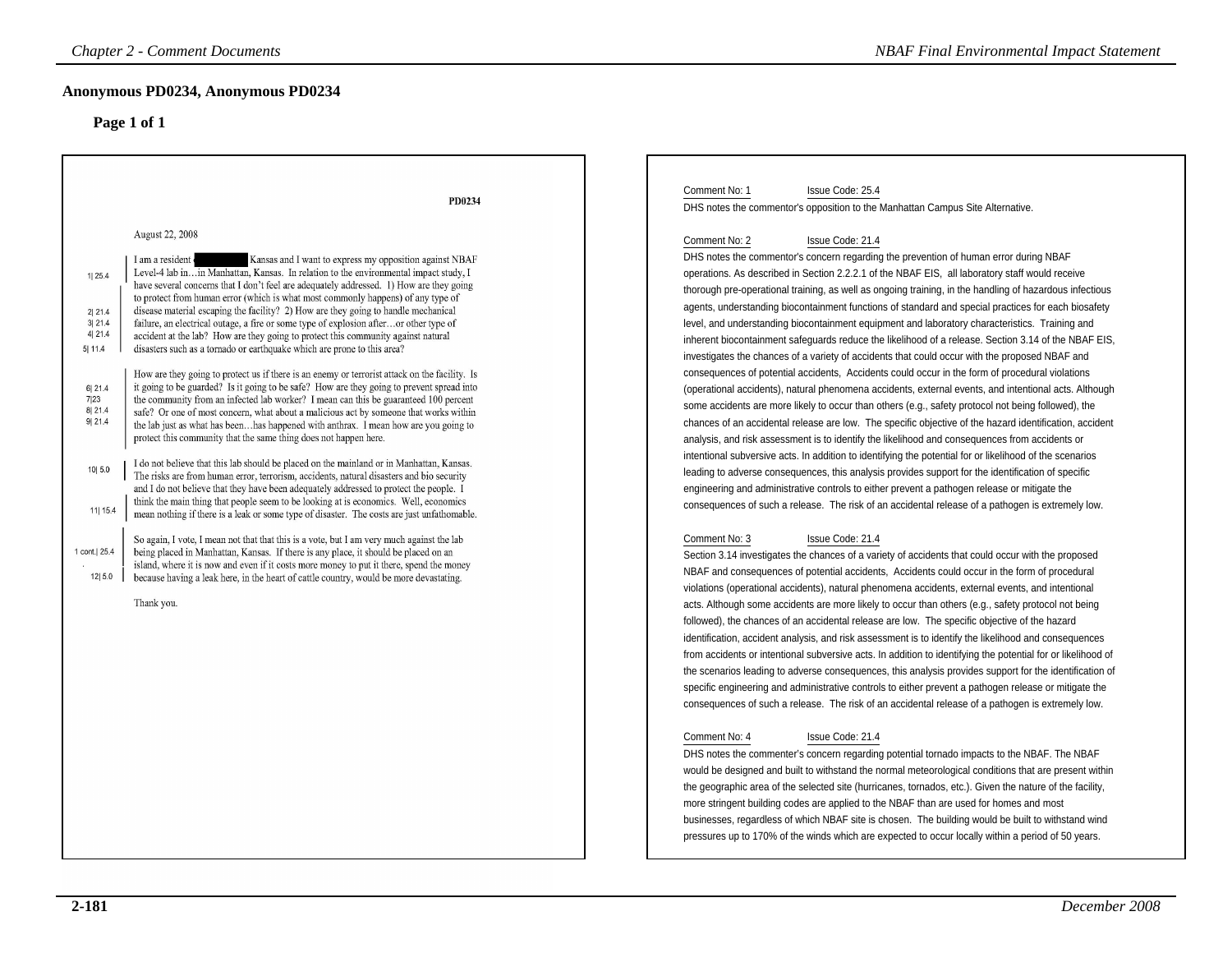## Anonymous PD0234, Anonymous PD0234

### Page 1 of 1

PD0234

August 22, 2008

1| 25.4 — I am a resident [redacted] Kansas and I want to express my opposition against NBAF Level-4 lab in…in Manhattan, Kansas. In relation to the environmental impact study, I have several concerns that I don't feel are adequately addressed. 1) How are they going to protect from human error (which is what most commonly happens) of any type of disease material escaping the facility? 2) How are they going to handle mechanical failure, an electrical outage, a fire or some type of explosion after…or other type of accident at the lab? How are they going to protect this community against natural disasters such as a tornado or earthquake which are prone to this area?

2| 21.4, 3| 21.4, 4| 21.4, 5| 11.4

How are they going to protect us if there is an enemy or terrorist attack on the facility. Is it going to be guarded? Is it going to be safe? How are they going to prevent spread into the community from an infected lab worker? I mean can this be guaranteed 100 percent safe? Or one of most concern, what about a malicious act by someone that works within the lab just as what has been…has happened with anthrax. I mean how are you going to protect this community that the same thing does not happen here.

6| 21.4, 7|23, 8| 21.4, 9| 21.4

10| 5.0 — I do not believe that this lab should be placed on the mainland or in Manhattan, Kansas. The risks are from human error, terrorism, accidents, natural disasters and bio security and I do not believe that they have been adequately addressed to protect the people. I think the main thing that people seem to be looking at is economics. Well, economics mean nothing if there is a leak or some type of disaster. The costs are just unfathomable.

11| 15.4

1 cont.| 25.4 — So again, I vote, I mean not that that this is a vote, but I am very much against the lab being placed in Manhattan, Kansas. If there is any place, it should be placed on an island, where it is now and even if it costs more money to put it there, spend the money because having a leak here, in the heart of cattle country, would be more devastating.

12| 5.0

Thank you.

---

Comment No: 1 Issue Code: 25.4

DHS notes the commentor's opposition to the Manhattan Campus Site Alternative.

Comment No: 2 Issue Code: 21.4

DHS notes the commentor's concern regarding the prevention of human error during NBAF operations. As described in Section 2.2.2.1 of the NBAF EIS, all laboratory staff would receive thorough pre-operational training, as well as ongoing training, in the handling of hazardous infectious agents, understanding biocontainment functions of standard and special practices for each biosafety level, and understanding biocontainment equipment and laboratory characteristics. Training and inherent biocontainment safeguards reduce the likelihood of a release. Section 3.14 of the NBAF EIS, investigates the chances of a variety of accidents that could occur with the proposed NBAF and consequences of potential accidents, Accidents could occur in the form of procedural violations (operational accidents), natural phenomena accidents, external events, and intentional acts. Although some accidents are more likely to occur than others (e.g., safety protocol not being followed), the chances of an accidental release are low. The specific objective of the hazard identification, accident analysis, and risk assessment is to identify the likelihood and consequences from accidents or intentional subversive acts. In addition to identifying the potential for or likelihood of the scenarios leading to adverse consequences, this analysis provides support for the identification of specific engineering and administrative controls to either prevent a pathogen release or mitigate the consequences of such a release. The risk of an accidental release of a pathogen is extremely low.

Comment No: 3 Issue Code: 21.4

Section 3.14 investigates the chances of a variety of accidents that could occur with the proposed NBAF and consequences of potential accidents, Accidents could occur in the form of procedural violations (operational accidents), natural phenomena accidents, external events, and intentional acts. Although some accidents are more likely to occur than others (e.g., safety protocol not being followed), the chances of an accidental release are low. The specific objective of the hazard identification, accident analysis, and risk assessment is to identify the likelihood and consequences from accidents or intentional subversive acts. In addition to identifying the potential for or likelihood of the scenarios leading to adverse consequences, this analysis provides support for the identification of specific engineering and administrative controls to either prevent a pathogen release or mitigate the consequences of such a release. The risk of an accidental release of a pathogen is extremely low.

Comment No: 4 Issue Code: 21.4

DHS notes the commenter's concern regarding potential tornado impacts to the NBAF. The NBAF would be designed and built to withstand the normal meteorological conditions that are present within the geographic area of the selected site (hurricanes, tornados, etc.). Given the nature of the facility, more stringent building codes are applied to the NBAF than are used for homes and most businesses, regardless of which NBAF site is chosen. The building would be built to withstand wind pressures up to 170% of the winds which are expected to occur locally within a period of 50 years.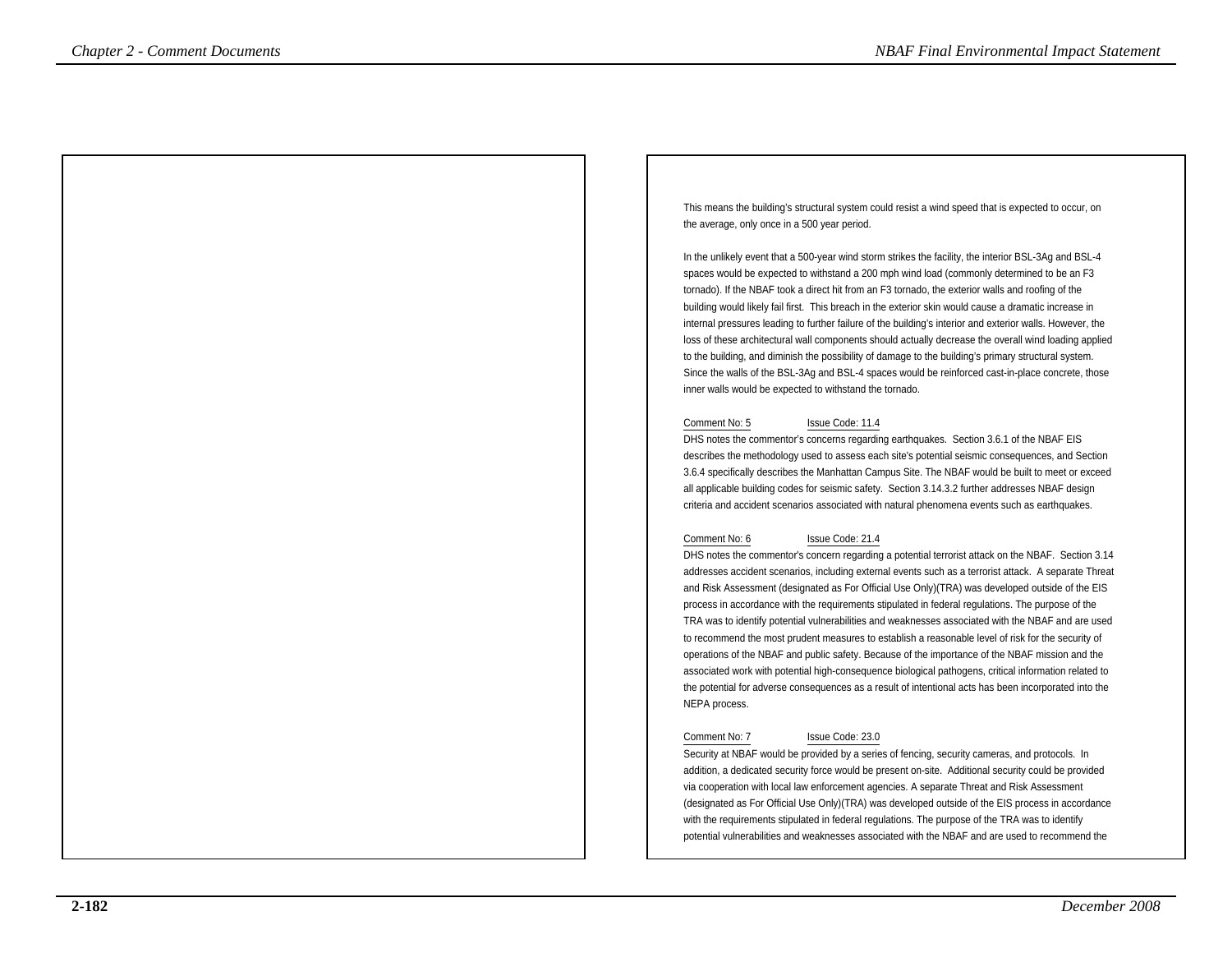This means the building's structural system could resist a wind speed that is expected to occur, on the average, only once in a 500 year period.

In the unlikely event that a 500-year wind storm strikes the facility, the interior BSL-3Ag and BSL-4 spaces would be expected to withstand a 200 mph wind load (commonly determined to be an F3 tornado). If the NBAF took a direct hit from an F3 tornado, the exterior walls and roofing of the building would likely fail first. This breach in the exterior skin would cause a dramatic increase in internal pressures leading to further failure of the building's interior and exterior walls. However, the loss of these architectural wall components should actually decrease the overall wind loading applied to the building, and diminish the possibility of damage to the building's primary structural system. Since the walls of the BSL-3Ag and BSL-4 spaces would be reinforced cast-in-place concrete, those inner walls would be expected to withstand the tornado.

Comment No: 5 Issue Code: 11.4

DHS notes the commentor's concerns regarding earthquakes. Section 3.6.1 of the NBAF EIS describes the methodology used to assess each site's potential seismic consequences, and Section 3.6.4 specifically describes the Manhattan Campus Site. The NBAF would be built to meet or exceed all applicable building codes for seismic safety. Section 3.14.3.2 further addresses NBAF design criteria and accident scenarios associated with natural phenomena events such as earthquakes.

Comment No: 6 Issue Code: 21.4

DHS notes the commentor's concern regarding a potential terrorist attack on the NBAF. Section 3.14 addresses accident scenarios, including external events such as a terrorist attack. A separate Threat and Risk Assessment (designated as For Official Use Only)(TRA) was developed outside of the EIS process in accordance with the requirements stipulated in federal regulations. The purpose of the TRA was to identify potential vulnerabilities and weaknesses associated with the NBAF and are used to recommend the most prudent measures to establish a reasonable level of risk for the security of operations of the NBAF and public safety. Because of the importance of the NBAF mission and the associated work with potential high-consequence biological pathogens, critical information related to the potential for adverse consequences as a result of intentional acts has been incorporated into the NEPA process.

Comment No: 7 Issue Code: 23.0

Security at NBAF would be provided by a series of fencing, security cameras, and protocols. In addition, a dedicated security force would be present on-site. Additional security could be provided via cooperation with local law enforcement agencies. A separate Threat and Risk Assessment (designated as For Official Use Only)(TRA) was developed outside of the EIS process in accordance with the requirements stipulated in federal regulations. The purpose of the TRA was to identify potential vulnerabilities and weaknesses associated with the NBAF and are used to recommend the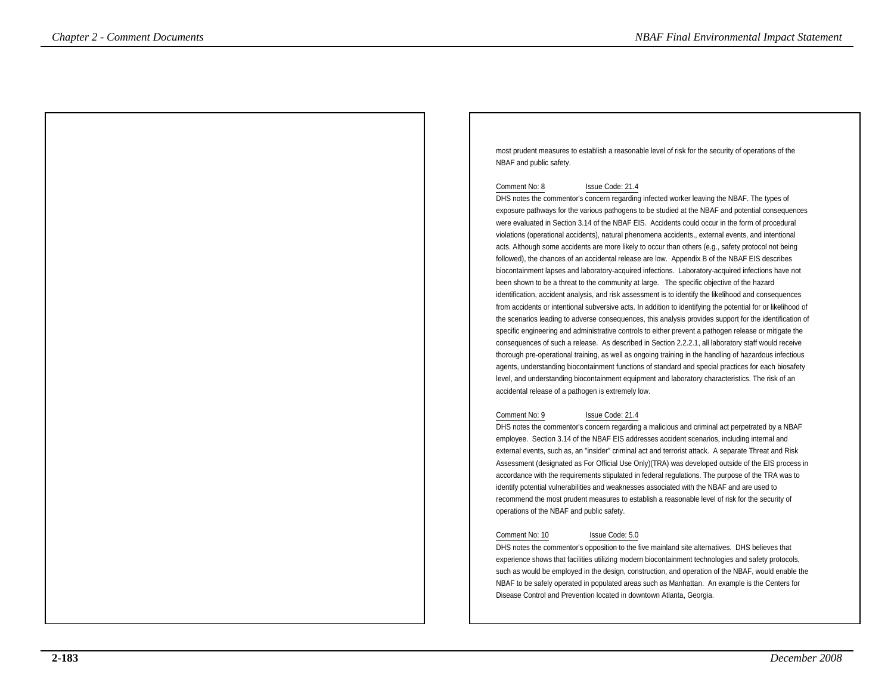most prudent measures to establish a reasonable level of risk for the security of operations of the NBAF and public safety.

Comment No: 8 Issue Code: 21.4

DHS notes the commentor's concern regarding infected worker leaving the NBAF. The types of exposure pathways for the various pathogens to be studied at the NBAF and potential consequences were evaluated in Section 3.14 of the NBAF EIS. Accidents could occur in the form of procedural violations (operational accidents), natural phenomena accidents,, external events, and intentional acts. Although some accidents are more likely to occur than others (e.g., safety protocol not being followed), the chances of an accidental release are low. Appendix B of the NBAF EIS describes biocontainment lapses and laboratory-acquired infections. Laboratory-acquired infections have not been shown to be a threat to the community at large. The specific objective of the hazard identification, accident analysis, and risk assessment is to identify the likelihood and consequences from accidents or intentional subversive acts. In addition to identifying the potential for or likelihood of the scenarios leading to adverse consequences, this analysis provides support for the identification of specific engineering and administrative controls to either prevent a pathogen release or mitigate the consequences of such a release. As described in Section 2.2.2.1, all laboratory staff would receive thorough pre-operational training, as well as ongoing training in the handling of hazardous infectious agents, understanding biocontainment functions of standard and special practices for each biosafety level, and understanding biocontainment equipment and laboratory characteristics. The risk of an accidental release of a pathogen is extremely low.

Comment No: 9 Issue Code: 21.4

DHS notes the commentor's concern regarding a malicious and criminal act perpetrated by a NBAF employee. Section 3.14 of the NBAF EIS addresses accident scenarios, including internal and external events, such as, an "insider" criminal act and terrorist attack. A separate Threat and Risk Assessment (designated as For Official Use Only)(TRA) was developed outside of the EIS process in accordance with the requirements stipulated in federal regulations. The purpose of the TRA was to identify potential vulnerabilities and weaknesses associated with the NBAF and are used to recommend the most prudent measures to establish a reasonable level of risk for the security of operations of the NBAF and public safety.

Comment No: 10 Issue Code: 5.0

DHS notes the commentor's opposition to the five mainland site alternatives. DHS believes that experience shows that facilities utilizing modern biocontainment technologies and safety protocols, such as would be employed in the design, construction, and operation of the NBAF, would enable the NBAF to be safely operated in populated areas such as Manhattan. An example is the Centers for Disease Control and Prevention located in downtown Atlanta, Georgia.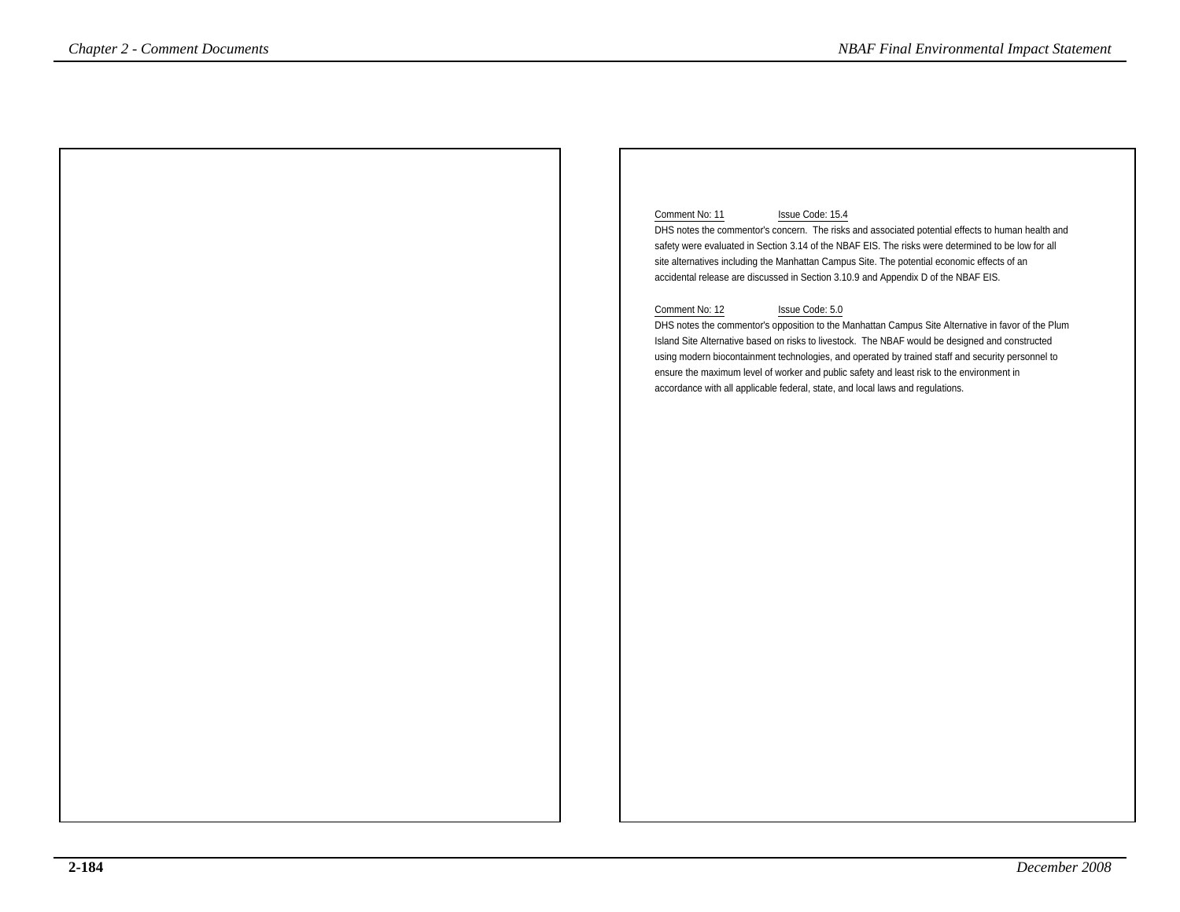Comment No: 11 Issue Code: 15.4

DHS notes the commentor's concern. The risks and associated potential effects to human health and safety were evaluated in Section 3.14 of the NBAF EIS. The risks were determined to be low for all site alternatives including the Manhattan Campus Site. The potential economic effects of an accidental release are discussed in Section 3.10.9 and Appendix D of the NBAF EIS.

Comment No: 12 Issue Code: 5.0

DHS notes the commentor's opposition to the Manhattan Campus Site Alternative in favor of the Plum Island Site Alternative based on risks to livestock. The NBAF would be designed and constructed using modern biocontainment technologies, and operated by trained staff and security personnel to ensure the maximum level of worker and public safety and least risk to the environment in accordance with all applicable federal, state, and local laws and regulations.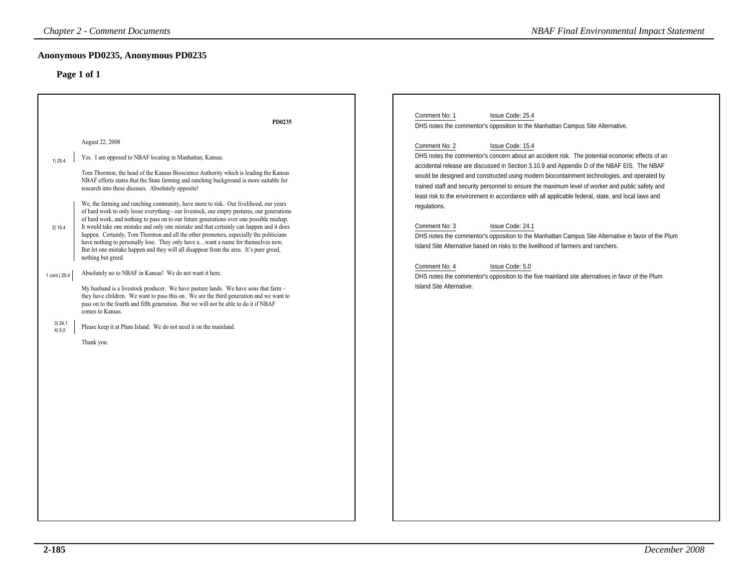## Anonymous PD0235, Anonymous PD0235

### Page 1 of 1

PD0235

August 22, 2008

1| 25.4 — Yes. I am opposed to NBAF locating in Manhattan, Kansas.

Tom Thornton, the head of the Kansas Bioscience Authority which is leading the Kansas NBAF efforts states that the State farming and ranching background is more suitable for research into these diseases. Absolutely opposite!

2| 15.4 — We, the farming and ranching community, have more to risk. Our livelihood, our years of hard work to only loose everything - our livestock, our empty pastures, our generations of hard work, and nothing to pass on to our future generations over one possible mishap. It would take one mistake and only one mistake and that certainly can happen and it does happen. Certainly, Tom Thornton and all the other promoters, especially the politicians have nothing to personally lose. They only have a…want a name for themselves now. But let one mistake happen and they will all disappear from the area. It's pure greed, nothing but greed.

1 cont.| 25.4 — Absolutely no to NBAF in Kansas! We do not want it here.

My husband is a livestock producer. We have pasture lands. We have sons that farm – they have children. We want to pass this on. We are the third generation and we want to pass on to the fourth and fifth generation. But we will not be able to do it if NBAF comes to Kansas.

3| 24.1, 4| 5.0 — Please keep it at Plum Island. We do not need it on the mainland.

Thank you.

---

Comment No: 1 Issue Code: 25.4

DHS notes the commentor's opposition to the Manhattan Campus Site Alternative.

Comment No: 2 Issue Code: 15.4

DHS notes the commentor's concern about an accident risk. The potential economic effects of an accidental release are discussed in Section 3.10.9 and Appendix D of the NBAF EIS. The NBAF would be designed and constructed using modern biocontainment technologies, and operated by trained staff and security personnel to ensure the maximum level of worker and public safety and least risk to the environment in accordance with all applicable federal, state, and local laws and regulations.

Comment No: 3 Issue Code: 24.1

DHS notes the commentor's opposition to the Manhattan Campus Site Alternative in favor of the Plum Island Site Alternative based on risks to the livelihood of farmers and ranchers.

Comment No: 4 Issue Code: 5.0

DHS notes the commentor's opposition to the five mainland site alternatives in favor of the Plum Island Site Alternative.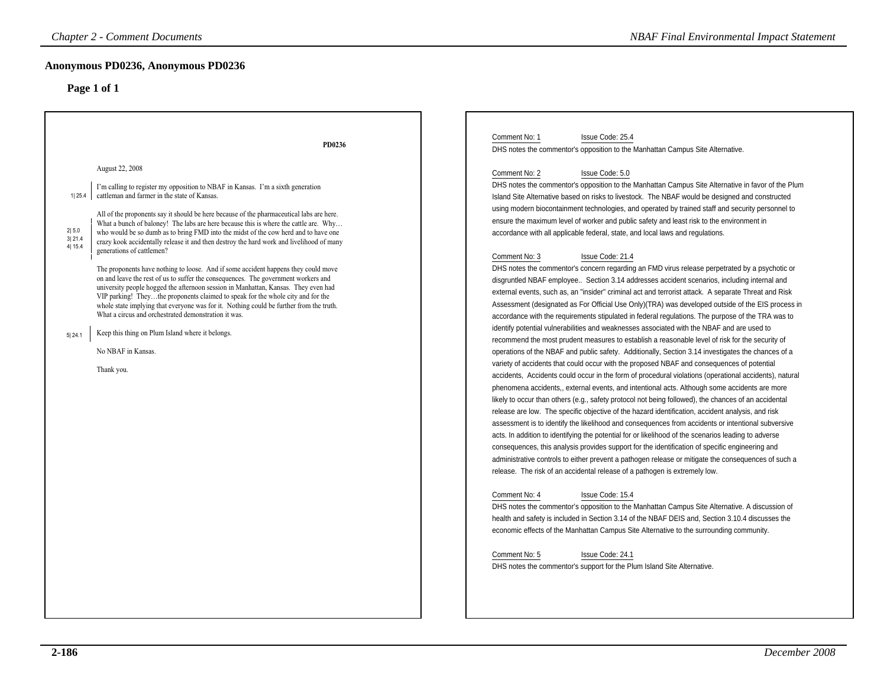## Anonymous PD0236, Anonymous PD0236

### Page 1 of 1

PD0236

August 22, 2008

1| 25.4 I'm calling to register my opposition to NBAF in Kansas. I'm a sixth generation cattleman and farmer in the state of Kansas.

2| 5.0
3| 21.4
4| 15.4
All of the proponents say it should be here because of the pharmaceutical labs are here. What a bunch of baloney! The labs are here because this is where the cattle are. Why… who would be so dumb as to bring FMD into the midst of the cow herd and to have one crazy kook accidentally release it and then destroy the hard work and livelihood of many generations of cattlemen?

The proponents have nothing to loose. And if some accident happens they could move on and leave the rest of us to suffer the consequences. The government workers and university people hogged the afternoon session in Manhattan, Kansas. They even had VIP parking! They…the proponents claimed to speak for the whole city and for the whole state implying that everyone was for it. Nothing could be further from the truth. What a circus and orchestrated demonstration it was.

5| 24.1 Keep this thing on Plum Island where it belongs.

No NBAF in Kansas.

Thank you.

Comment No: 1 Issue Code: 25.4

DHS notes the commentor's opposition to the Manhattan Campus Site Alternative.

Comment No: 2 Issue Code: 5.0

DHS notes the commentor's opposition to the Manhattan Campus Site Alternative in favor of the Plum Island Site Alternative based on risks to livestock. The NBAF would be designed and constructed using modern biocontainment technologies, and operated by trained staff and security personnel to ensure the maximum level of worker and public safety and least risk to the environment in accordance with all applicable federal, state, and local laws and regulations.

Comment No: 3 Issue Code: 21.4

DHS notes the commentor's concern regarding an FMD virus release perpetrated by a psychotic or disgruntled NBAF employee.. Section 3.14 addresses accident scenarios, including internal and external events, such as, an "insider" criminal act and terrorist attack. A separate Threat and Risk Assessment (designated as For Official Use Only)(TRA) was developed outside of the EIS process in accordance with the requirements stipulated in federal regulations. The purpose of the TRA was to identify potential vulnerabilities and weaknesses associated with the NBAF and are used to recommend the most prudent measures to establish a reasonable level of risk for the security of operations of the NBAF and public safety. Additionally, Section 3.14 investigates the chances of a variety of accidents that could occur with the proposed NBAF and consequences of potential accidents, Accidents could occur in the form of procedural violations (operational accidents), natural phenomena accidents,, external events, and intentional acts. Although some accidents are more likely to occur than others (e.g., safety protocol not being followed), the chances of an accidental release are low. The specific objective of the hazard identification, accident analysis, and risk assessment is to identify the likelihood and consequences from accidents or intentional subversive acts. In addition to identifying the potential for or likelihood of the scenarios leading to adverse consequences, this analysis provides support for the identification of specific engineering and administrative controls to either prevent a pathogen release or mitigate the consequences of such a release. The risk of an accidental release of a pathogen is extremely low.

Comment No: 4 Issue Code: 15.4

DHS notes the commentor's opposition to the Manhattan Campus Site Alternative. A discussion of health and safety is included in Section 3.14 of the NBAF DEIS and, Section 3.10.4 discusses the economic effects of the Manhattan Campus Site Alternative to the surrounding community.

Comment No: 5 Issue Code: 24.1

DHS notes the commentor's support for the Plum Island Site Alternative.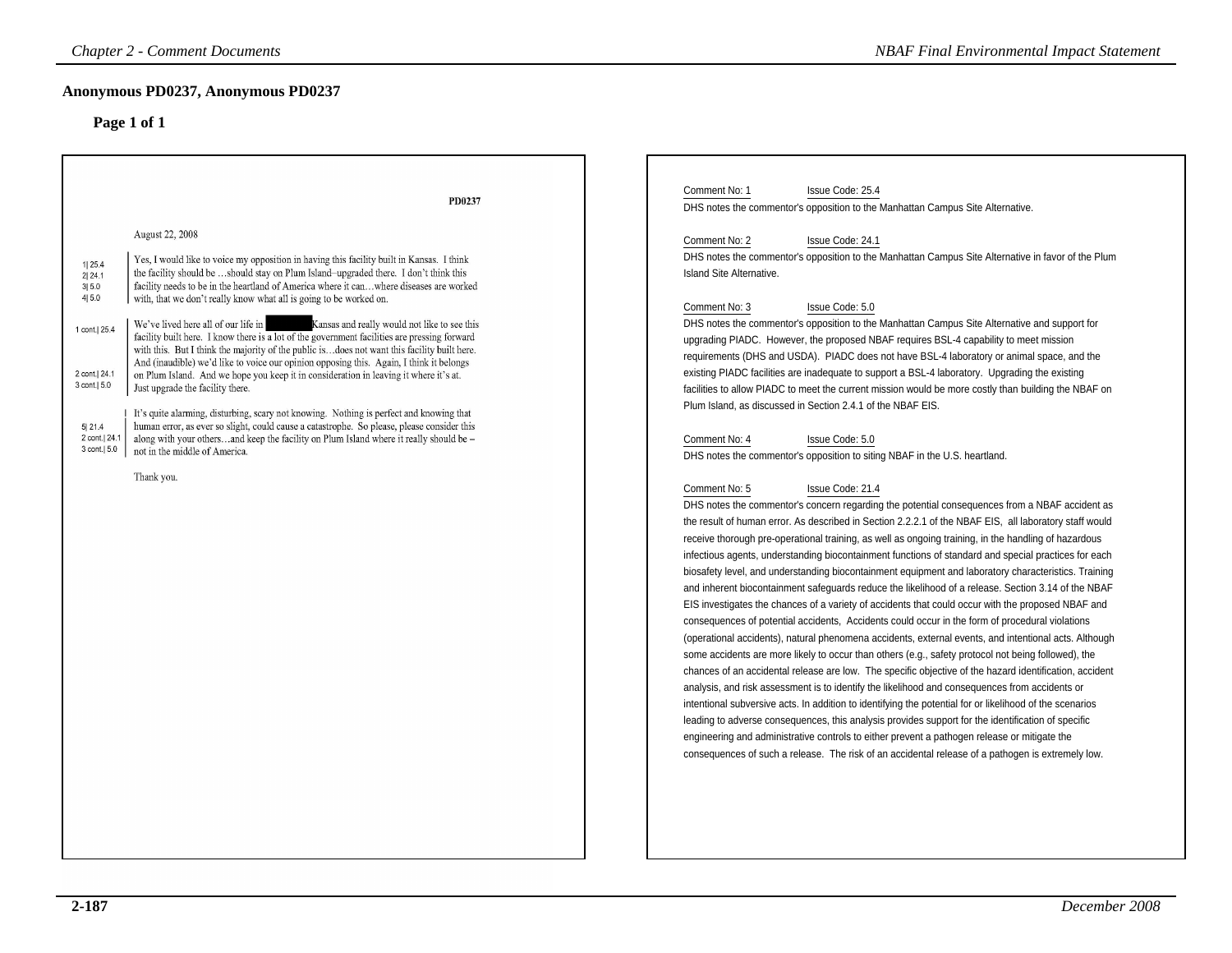## Anonymous PD0237, Anonymous PD0237

### Page 1 of 1

PD0237

August 22, 2008

1| 25.4
2| 24.1
3| 5.0
4| 5.0

Yes, I would like to voice my opposition in having this facility built in Kansas. I think the facility should be …should stay on Plum Island–upgraded there. I don't think this facility needs to be in the heartland of America where it can…where diseases are worked with, that we don't really know what all is going to be worked on.

1 cont.| 25.4
2 cont.| 24.1
3 cont.| 5.0

We've lived here all of our life in [redacted] Kansas and really would not like to see this facility built here. I know there is a lot of the government facilities are pressing forward with this. But I think the majority of the public is…does not want this facility built here. And (inaudible) we'd like to voice our opinion opposing this. Again, I think it belongs on Plum Island. And we hope you keep it in consideration in leaving it where it's at. Just upgrade the facility there.

5| 21.4
2 cont.| 24.1
3 cont.| 5.0

It's quite alarming, disturbing, scary not knowing. Nothing is perfect and knowing that human error, as ever so slight, could cause a catastrophe. So please, please consider this along with your others…and keep the facility on Plum Island where it really should be – not in the middle of America.

Thank you.

Comment No: 1 Issue Code: 25.4
DHS notes the commentor's opposition to the Manhattan Campus Site Alternative.

Comment No: 2 Issue Code: 24.1
DHS notes the commentor's opposition to the Manhattan Campus Site Alternative in favor of the Plum Island Site Alternative.

Comment No: 3 Issue Code: 5.0
DHS notes the commentor's opposition to the Manhattan Campus Site Alternative and support for upgrading PIADC. However, the proposed NBAF requires BSL-4 capability to meet mission requirements (DHS and USDA). PIADC does not have BSL-4 laboratory or animal space, and the existing PIADC facilities are inadequate to support a BSL-4 laboratory. Upgrading the existing facilities to allow PIADC to meet the current mission would be more costly than building the NBAF on Plum Island, as discussed in Section 2.4.1 of the NBAF EIS.

Comment No: 4 Issue Code: 5.0
DHS notes the commentor's opposition to siting NBAF in the U.S. heartland.

Comment No: 5 Issue Code: 21.4
DHS notes the commentor's concern regarding the potential consequences from a NBAF accident as the result of human error. As described in Section 2.2.2.1 of the NBAF EIS, all laboratory staff would receive thorough pre-operational training, as well as ongoing training, in the handling of hazardous infectious agents, understanding biocontainment functions of standard and special practices for each biosafety level, and understanding biocontainment equipment and laboratory characteristics. Training and inherent biocontainment safeguards reduce the likelihood of a release. Section 3.14 of the NBAF EIS investigates the chances of a variety of accidents that could occur with the proposed NBAF and consequences of potential accidents, Accidents could occur in the form of procedural violations (operational accidents), natural phenomena accidents, external events, and intentional acts. Although some accidents are more likely to occur than others (e.g., safety protocol not being followed), the chances of an accidental release are low. The specific objective of the hazard identification, accident analysis, and risk assessment is to identify the likelihood and consequences from accidents or intentional subversive acts. In addition to identifying the potential for or likelihood of the scenarios leading to adverse consequences, this analysis provides support for the identification of specific engineering and administrative controls to either prevent a pathogen release or mitigate the consequences of such a release. The risk of an accidental release of a pathogen is extremely low.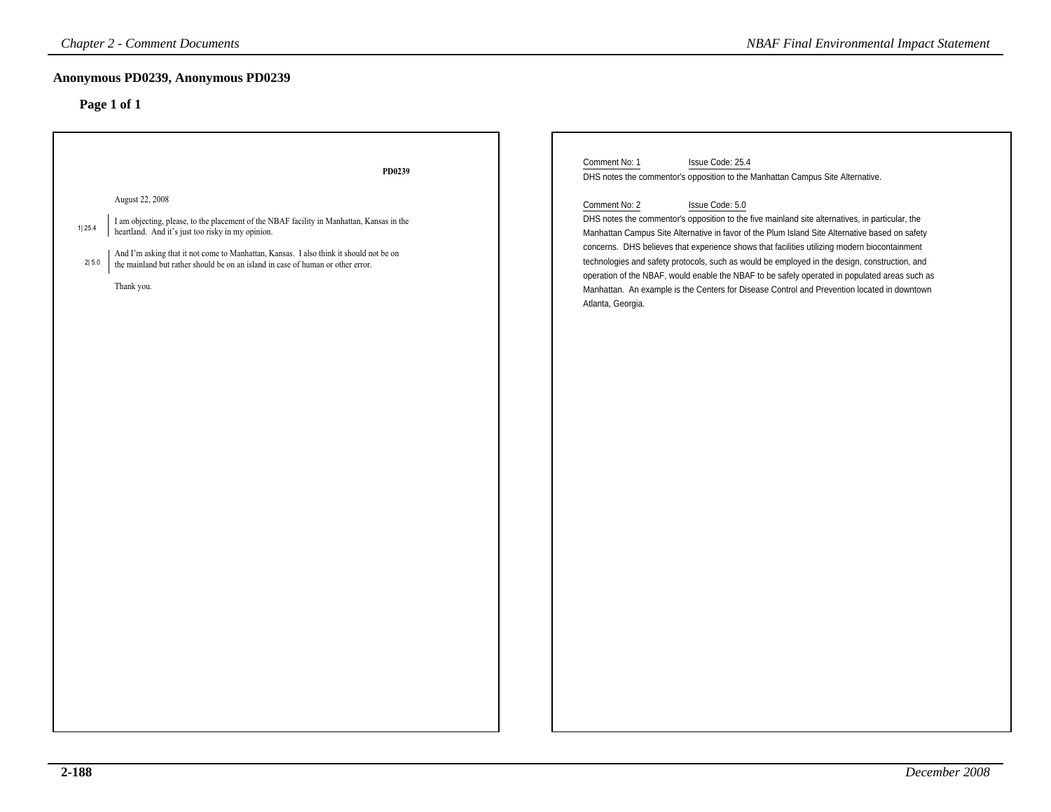## Anonymous PD0239, Anonymous PD0239

### Page 1 of 1

PD0239

August 22, 2008

1| 25.4 I am objecting, please, to the placement of the NBAF facility in Manhattan, Kansas in the heartland. And it's just too risky in my opinion.

2| 5.0 And I'm asking that it not come to Manhattan, Kansas. I also think it should not be on the mainland but rather should be on an island in case of human or other error.

Thank you.

Comment No: 1 Issue Code: 25.4

DHS notes the commentor's opposition to the Manhattan Campus Site Alternative.

Comment No: 2 Issue Code: 5.0

DHS notes the commentor's opposition to the five mainland site alternatives, in particular, the Manhattan Campus Site Alternative in favor of the Plum Island Site Alternative based on safety concerns. DHS believes that experience shows that facilities utilizing modern biocontainment technologies and safety protocols, such as would be employed in the design, construction, and operation of the NBAF, would enable the NBAF to be safely operated in populated areas such as Manhattan. An example is the Centers for Disease Control and Prevention located in downtown Atlanta, Georgia.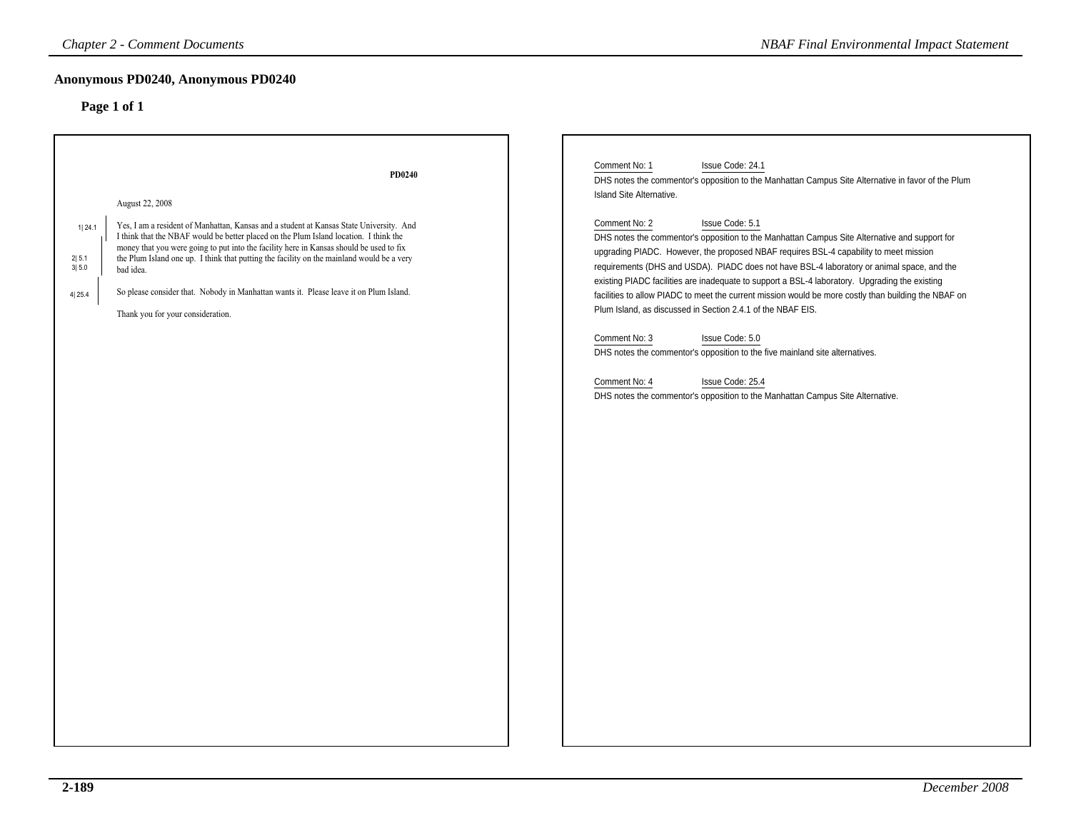## Anonymous PD0240, Anonymous PD0240

### Page 1 of 1

PD0240

August 22, 2008

1| 24.1 Yes, I am a resident of Manhattan, Kansas and a student at Kansas State University. And I think that the NBAF would be better placed on the Plum Island location. I think the money that you were going to put into the facility here in Kansas should be used to fix 2| 5.1 3| 5.0 the Plum Island one up. I think that putting the facility on the mainland would be a very bad idea.

4| 25.4 So please consider that. Nobody in Manhattan wants it. Please leave it on Plum Island.

Thank you for your consideration.

Comment No: 1 Issue Code: 24.1

DHS notes the commentor's opposition to the Manhattan Campus Site Alternative in favor of the Plum Island Site Alternative.

Comment No: 2 Issue Code: 5.1

DHS notes the commentor's opposition to the Manhattan Campus Site Alternative and support for upgrading PIADC. However, the proposed NBAF requires BSL-4 capability to meet mission requirements (DHS and USDA). PIADC does not have BSL-4 laboratory or animal space, and the existing PIADC facilities are inadequate to support a BSL-4 laboratory. Upgrading the existing facilities to allow PIADC to meet the current mission would be more costly than building the NBAF on Plum Island, as discussed in Section 2.4.1 of the NBAF EIS.

Comment No: 3 Issue Code: 5.0

DHS notes the commentor's opposition to the five mainland site alternatives.

Comment No: 4 Issue Code: 25.4

DHS notes the commentor's opposition to the Manhattan Campus Site Alternative.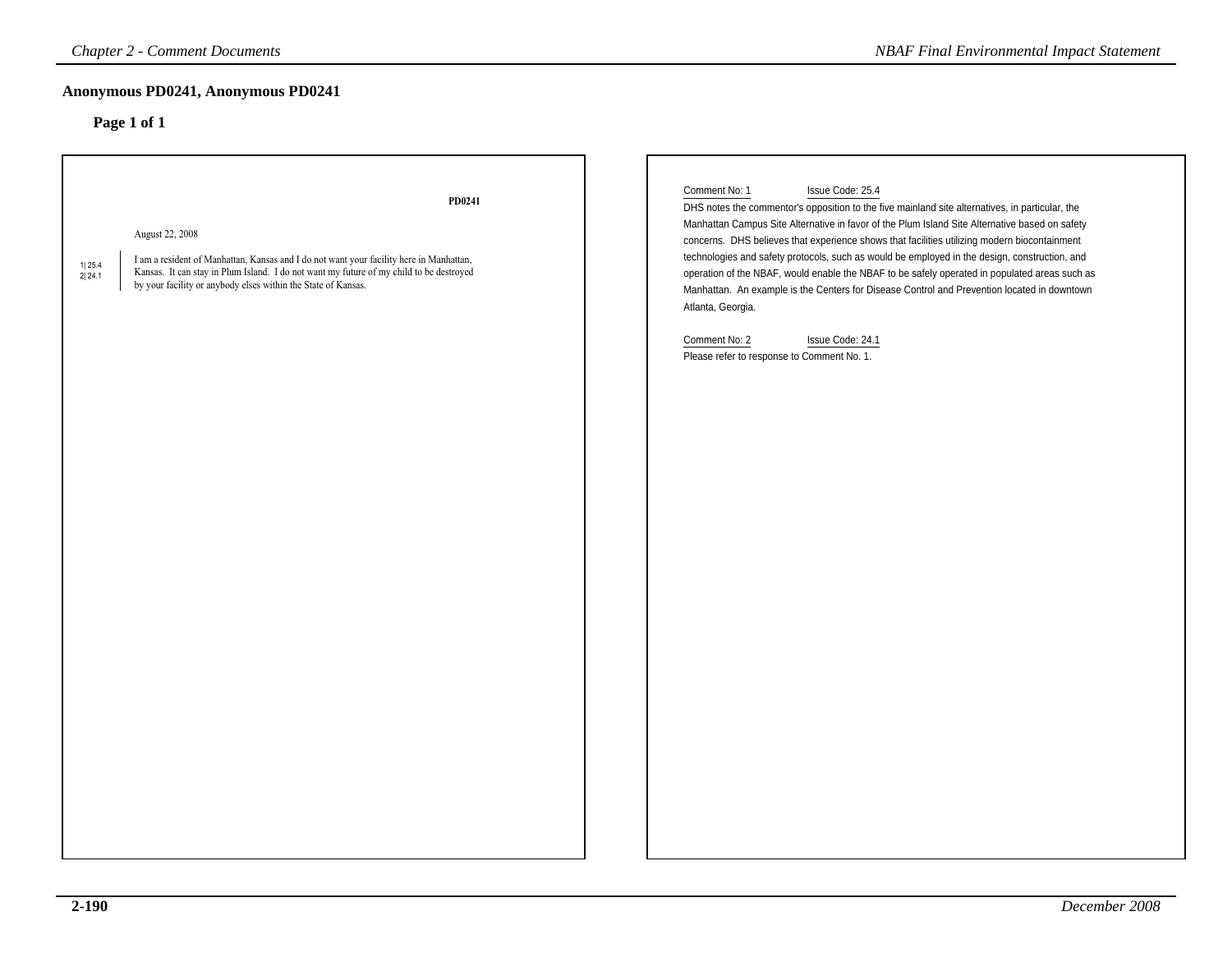## Anonymous PD0241, Anonymous PD0241

### Page 1 of 1

PD0241

August 22, 2008

1| 25.4
2| 24.1

I am a resident of Manhattan, Kansas and I do not want your facility here in Manhattan, Kansas. It can stay in Plum Island. I do not want my future of my child to be destroyed by your facility or anybody elses within the State of Kansas.

Comment No: 1 Issue Code: 25.4

DHS notes the commentor's opposition to the five mainland site alternatives, in particular, the Manhattan Campus Site Alternative in favor of the Plum Island Site Alternative based on safety concerns. DHS believes that experience shows that facilities utilizing modern biocontainment technologies and safety protocols, such as would be employed in the design, construction, and operation of the NBAF, would enable the NBAF to be safely operated in populated areas such as Manhattan. An example is the Centers for Disease Control and Prevention located in downtown Atlanta, Georgia.

Comment No: 2 Issue Code: 24.1

Please refer to response to Comment No. 1.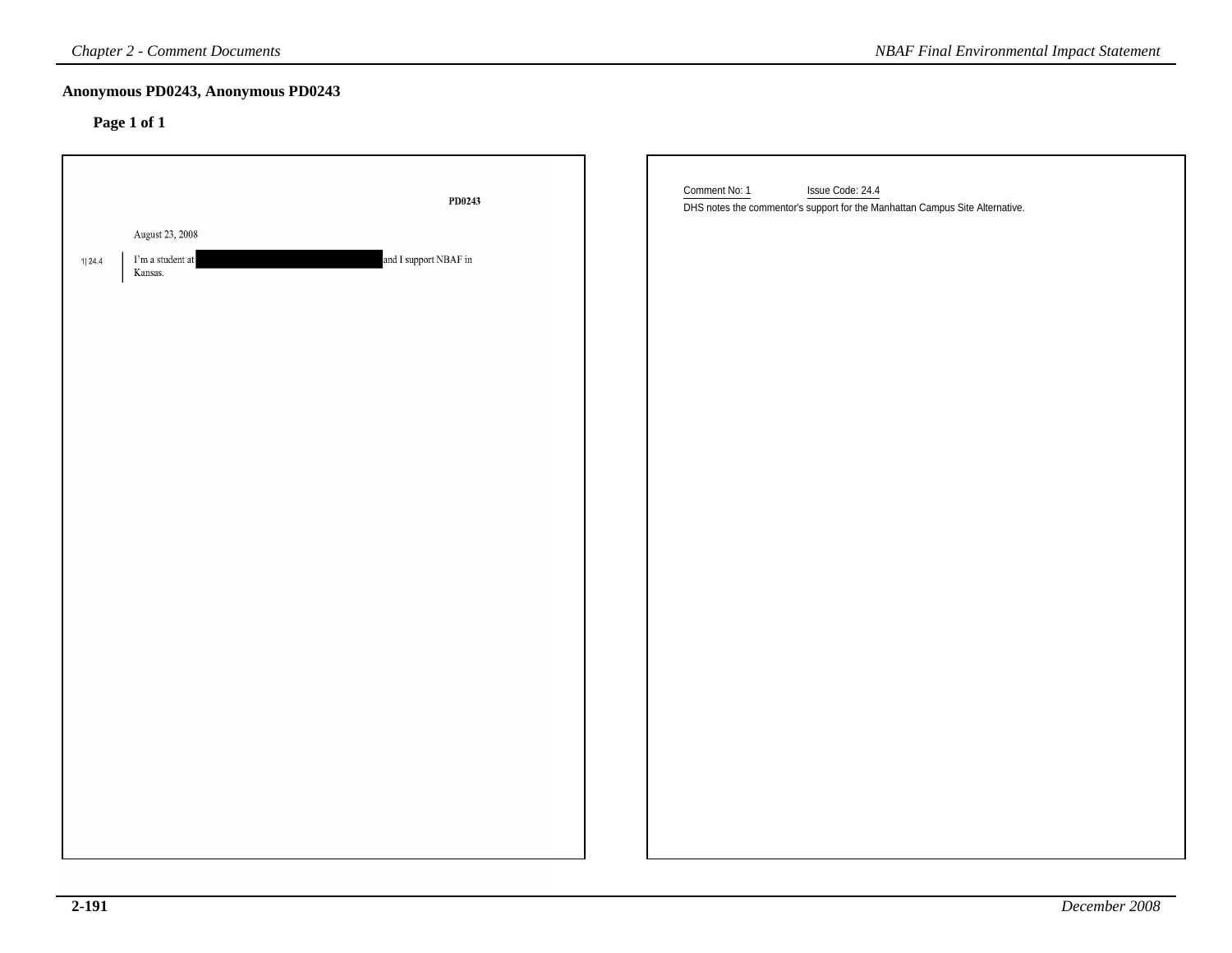## Anonymous PD0243, Anonymous PD0243

**Page 1 of 1**

PD0243

August 23, 2008

1| 24.4 I'm a student at [REDACTED] and I support NBAF in Kansas.

Comment No: 1 Issue Code: 24.4

DHS notes the commentor's support for the Manhattan Campus Site Alternative.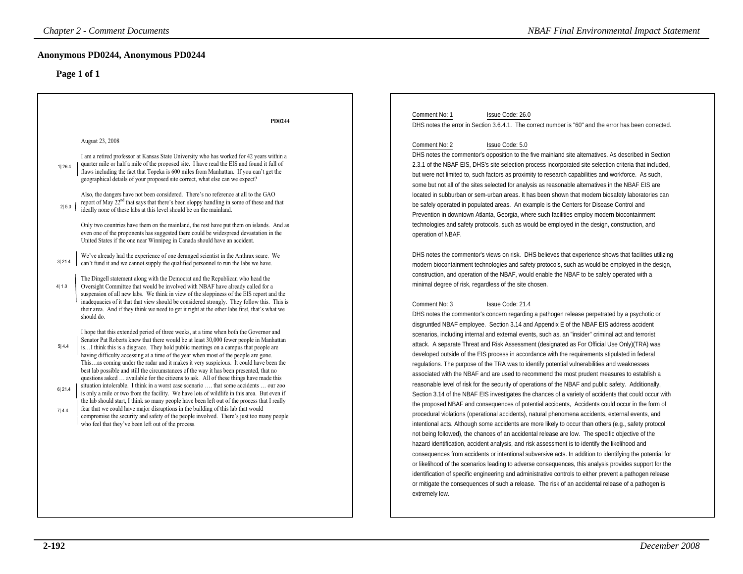## Anonymous PD0244, Anonymous PD0244

### Page 1 of 1

PD0244

August 23, 2008

1| 26.4 I am a retired professor at Kansas State University who has worked for 42 years within a quarter mile or half a mile of the proposed site. I have read the EIS and found it full of flaws including the fact that Topeka is 600 miles from Manhattan. If you can't get the geographical details of your proposed site correct, what else can we expect?

2| 5.0 Also, the dangers have not been considered. There's no reference at all to the GAO report of May 22nd that says that there's been sloppy handling in some of these and that ideally none of these labs at this level should be on the mainland.

Only two countries have them on the mainland, the rest have put them on islands. And as even one of the proponents has suggested there could be widespread devastation in the United States if the one near Winnipeg in Canada should have an accident.

3| 21.4 We've already had the experience of one deranged scientist in the Anthrax scare. We can't fund it and we cannot supply the qualified personnel to run the labs we have.

4| 1.0 The Dingell statement along with the Democrat and the Republican who head the Oversight Committee that would be involved with NBAF have already called for a suspension of all new labs. We think in view of the sloppiness of the EIS report and the inadequacies of it that that view should be considered strongly. They follow this. This is their area. And if they think we need to get it right at the other labs first, that's what we should do.

5| 4.4 I hope that this extended period of three weeks, at a time when both the Governor and Senator Pat Roberts knew that there would be at least 30,000 fewer people in Manhattan is…I think this is a disgrace. They hold public meetings on a campus that people are having difficulty accessing at a time of the year when most of the people are gone. This…as coming under the radar and it makes it very suspicious. It could have been the best lab possible and still the circumstances of the way it has been presented, that no questions asked … available for the citizens to ask. All of these things have made this

6| 21.4 situation intolerable. I think in a worst case scenario …. that some accidents … our zoo is only a mile or two from the facility. We have lots of wildlife in this area. But even if the lab should start, I think so many people have been left out of the process that I really

7| 4.4 fear that we could have major disruptions in the building of this lab that would compromise the security and safety of the people involved. There's just too many people who feel that they've been left out of the process.

---

Comment No: 1 Issue Code: 26.0

DHS notes the error in Section 3.6.4.1. The correct number is "60" and the error has been corrected.

Comment No: 2 Issue Code: 5.0

DHS notes the commentor's opposition to the five mainland site alternatives. As described in Section 2.3.1 of the NBAF EIS, DHS's site selection process incorporated site selection criteria that included, but were not limited to, such factors as proximity to research capabilities and workforce. As such, some but not all of the sites selected for analysis as reasonable alternatives in the NBAF EIS are located in subburban or sem-urban areas. It has been shown that modern biosafety laboratories can be safely operated in populated areas. An example is the Centers for Disease Control and Prevention in downtown Atlanta, Georgia, where such facilities employ modern biocontainment technologies and safety protocols, such as would be employed in the design, construction, and operation of NBAF.

DHS notes the commentor's views on risk. DHS believes that experience shows that facilities utilizing modern biocontainment technologies and safety protocols, such as would be employed in the design, construction, and operation of the NBAF, would enable the NBAF to be safely operated with a minimal degree of risk, regardless of the site chosen.

Comment No: 3 Issue Code: 21.4

DHS notes the commentor's concern regarding a pathogen release perpetrated by a psychotic or disgruntled NBAF employee. Section 3.14 and Appendix E of the NBAF EIS address accident scenarios, including internal and external events, such as, an "insider" criminal act and terrorist attack. A separate Threat and Risk Assessment (designated as For Official Use Only)(TRA) was developed outside of the EIS process in accordance with the requirements stipulated in federal regulations. The purpose of the TRA was to identify potential vulnerabilities and weaknesses associated with the NBAF and are used to recommend the most prudent measures to establish a reasonable level of risk for the security of operations of the NBAF and public safety. Additionally, Section 3.14 of the NBAF EIS investigates the chances of a variety of accidents that could occur with the proposed NBAF and consequences of potential accidents, Accidents could occur in the form of procedural violations (operational accidents), natural phenomena accidents, external events, and intentional acts. Although some accidents are more likely to occur than others (e.g., safety protocol not being followed), the chances of an accidental release are low. The specific objective of the hazard identification, accident analysis, and risk assessment is to identify the likelihood and consequences from accidents or intentional subversive acts. In addition to identifying the potential for or likelihood of the scenarios leading to adverse consequences, this analysis provides support for the identification of specific engineering and administrative controls to either prevent a pathogen release or mitigate the consequences of such a release. The risk of an accidental release of a pathogen is extremely low.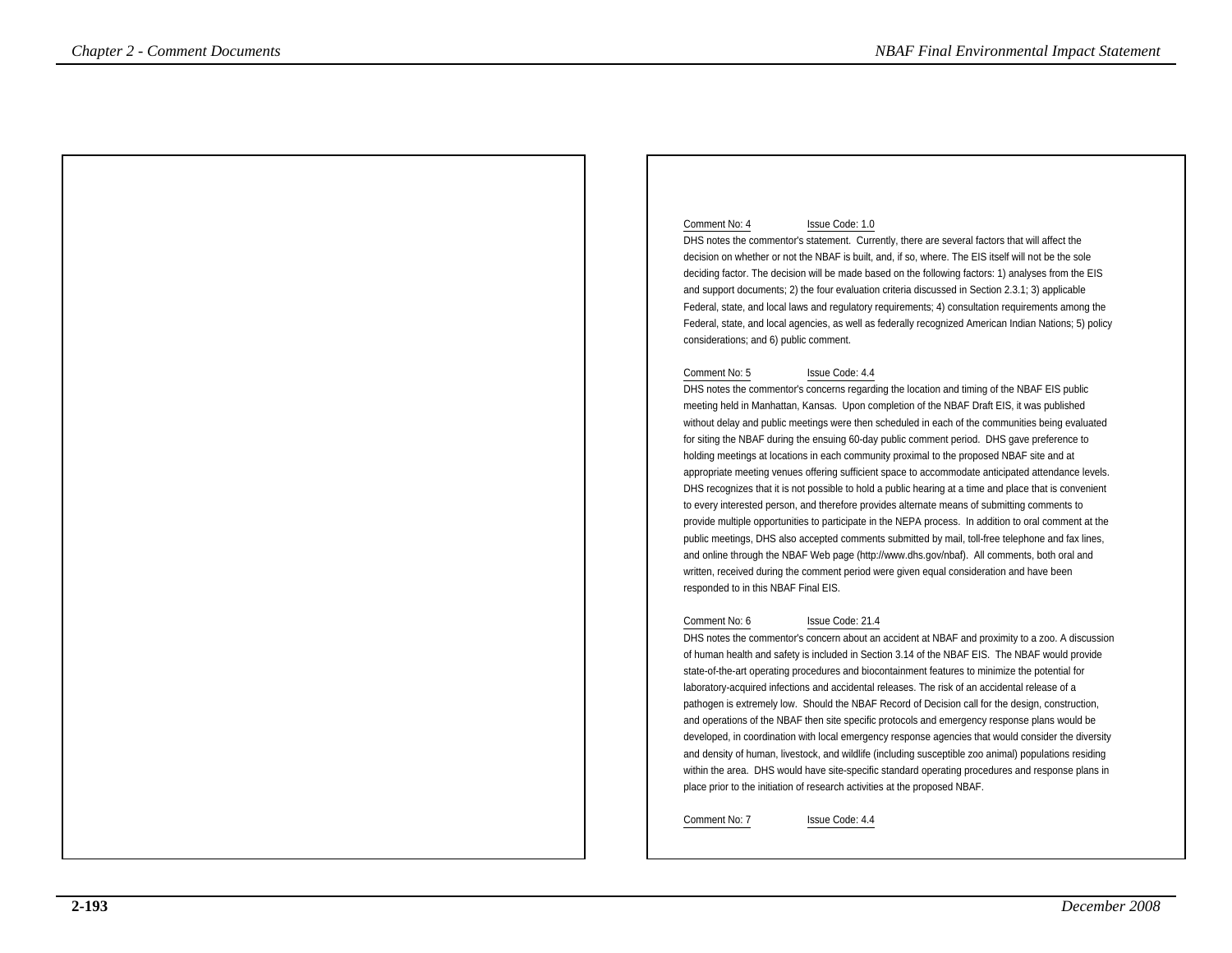Comment No: 4 Issue Code: 1.0

DHS notes the commentor's statement. Currently, there are several factors that will affect the decision on whether or not the NBAF is built, and, if so, where. The EIS itself will not be the sole deciding factor. The decision will be made based on the following factors: 1) analyses from the EIS and support documents; 2) the four evaluation criteria discussed in Section 2.3.1; 3) applicable Federal, state, and local laws and regulatory requirements; 4) consultation requirements among the Federal, state, and local agencies, as well as federally recognized American Indian Nations; 5) policy considerations; and 6) public comment.

Comment No: 5 Issue Code: 4.4

DHS notes the commentor's concerns regarding the location and timing of the NBAF EIS public meeting held in Manhattan, Kansas. Upon completion of the NBAF Draft EIS, it was published without delay and public meetings were then scheduled in each of the communities being evaluated for siting the NBAF during the ensuing 60-day public comment period. DHS gave preference to holding meetings at locations in each community proximal to the proposed NBAF site and at appropriate meeting venues offering sufficient space to accommodate anticipated attendance levels. DHS recognizes that it is not possible to hold a public hearing at a time and place that is convenient to every interested person, and therefore provides alternate means of submitting comments to provide multiple opportunities to participate in the NEPA process. In addition to oral comment at the public meetings, DHS also accepted comments submitted by mail, toll-free telephone and fax lines, and online through the NBAF Web page (http://www.dhs.gov/nbaf). All comments, both oral and written, received during the comment period were given equal consideration and have been responded to in this NBAF Final EIS.

Comment No: 6 Issue Code: 21.4

DHS notes the commentor's concern about an accident at NBAF and proximity to a zoo. A discussion of human health and safety is included in Section 3.14 of the NBAF EIS. The NBAF would provide state-of-the-art operating procedures and biocontainment features to minimize the potential for laboratory-acquired infections and accidental releases. The risk of an accidental release of a pathogen is extremely low. Should the NBAF Record of Decision call for the design, construction, and operations of the NBAF then site specific protocols and emergency response plans would be developed, in coordination with local emergency response agencies that would consider the diversity and density of human, livestock, and wildlife (including susceptible zoo animal) populations residing within the area. DHS would have site-specific standard operating procedures and response plans in place prior to the initiation of research activities at the proposed NBAF.

Comment No: 7 Issue Code: 4.4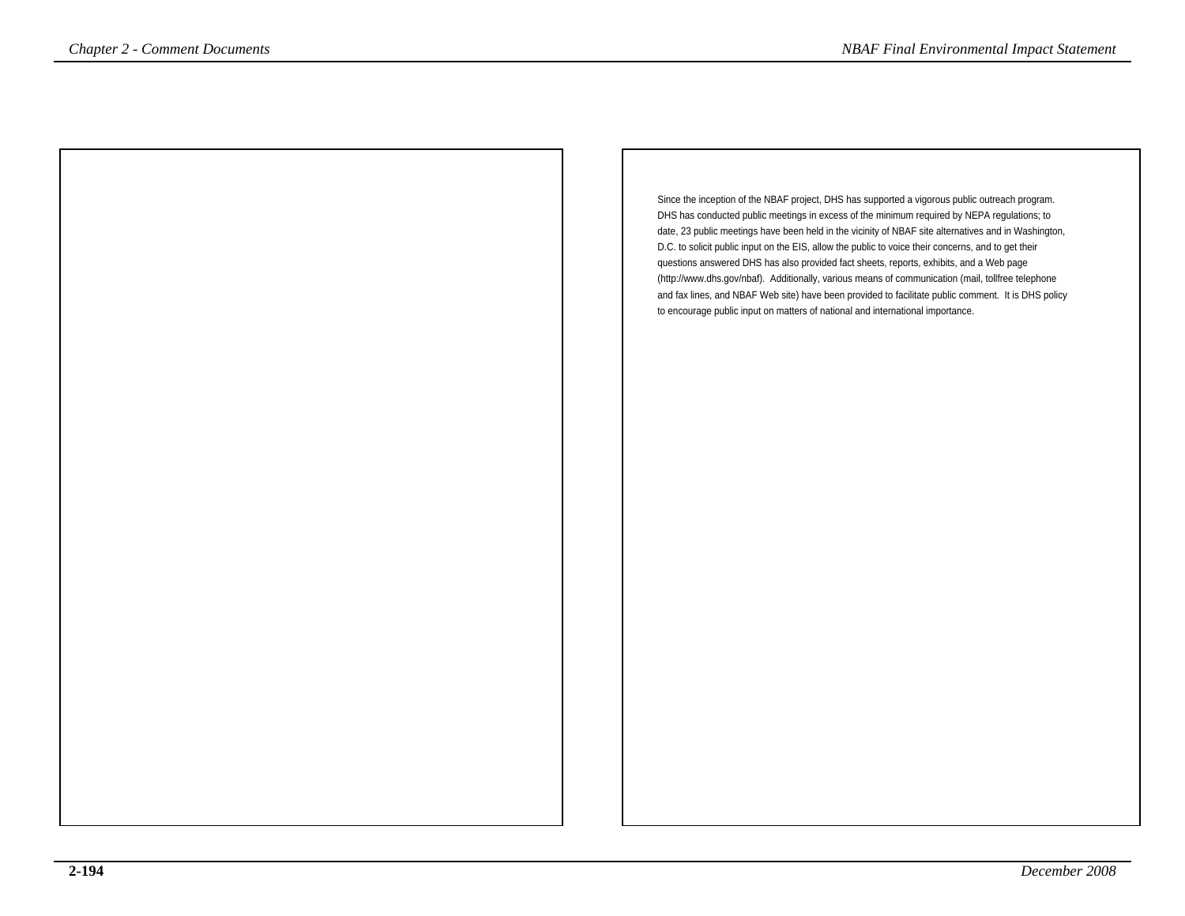Since the inception of the NBAF project, DHS has supported a vigorous public outreach program. DHS has conducted public meetings in excess of the minimum required by NEPA regulations; to date, 23 public meetings have been held in the vicinity of NBAF site alternatives and in Washington, D.C. to solicit public input on the EIS, allow the public to voice their concerns, and to get their questions answered DHS has also provided fact sheets, reports, exhibits, and a Web page (http://www.dhs.gov/nbaf). Additionally, various means of communication (mail, tollfree telephone and fax lines, and NBAF Web site) have been provided to facilitate public comment. It is DHS policy to encourage public input on matters of national and international importance.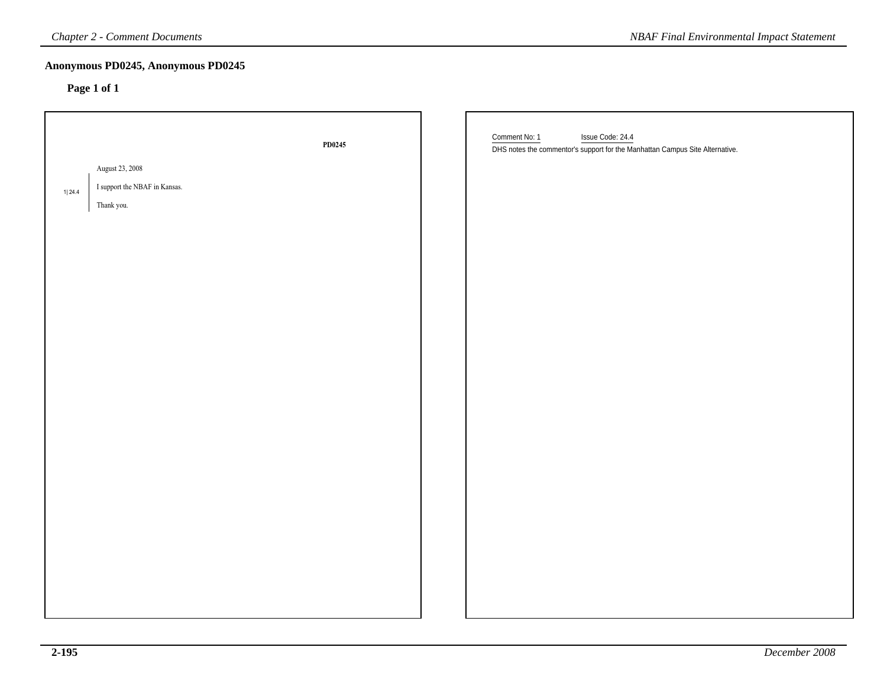## Anonymous PD0245, Anonymous PD0245

**Page 1 of 1**

**PD0245**

August 23, 2008

1| 24.4 I support the NBAF in Kansas.

Thank you.

Comment No: 1 Issue Code: 24.4

DHS notes the commentor's support for the Manhattan Campus Site Alternative.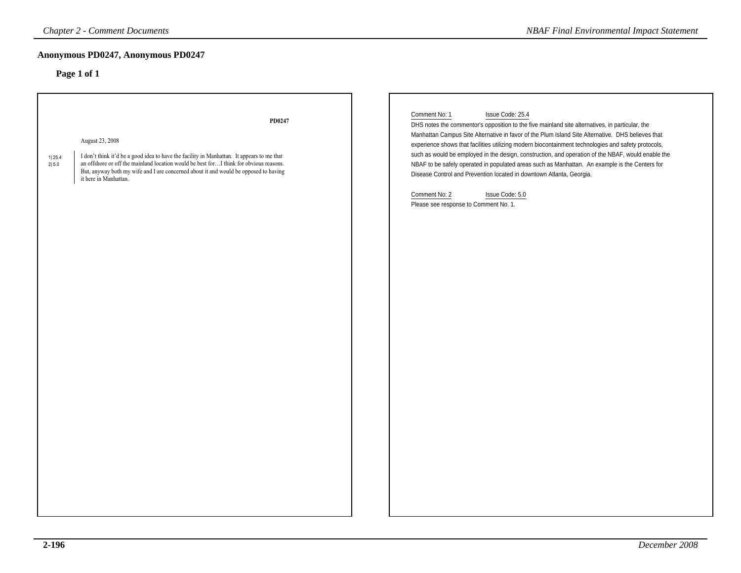## Anonymous PD0247, Anonymous PD0247

### Page 1 of 1

PD0247

August 23, 2008

1| 25.4
2| 5.0

I don't think it'd be a good idea to have the facility in Manhattan. It appears to me that an offshore or off the mainland location would be best for…I think for obvious reasons. But, anyway both my wife and I are concerned about it and would be opposed to having it here in Manhattan.

Comment No: 1 Issue Code: 25.4

DHS notes the commentor's opposition to the five mainland site alternatives, in particular, the Manhattan Campus Site Alternative in favor of the Plum Island Site Alternative. DHS believes that experience shows that facilities utilizing modern biocontainment technologies and safety protocols, such as would be employed in the design, construction, and operation of the NBAF, would enable the NBAF to be safely operated in populated areas such as Manhattan. An example is the Centers for Disease Control and Prevention located in downtown Atlanta, Georgia.

Comment No: 2 Issue Code: 5.0

Please see response to Comment No. 1.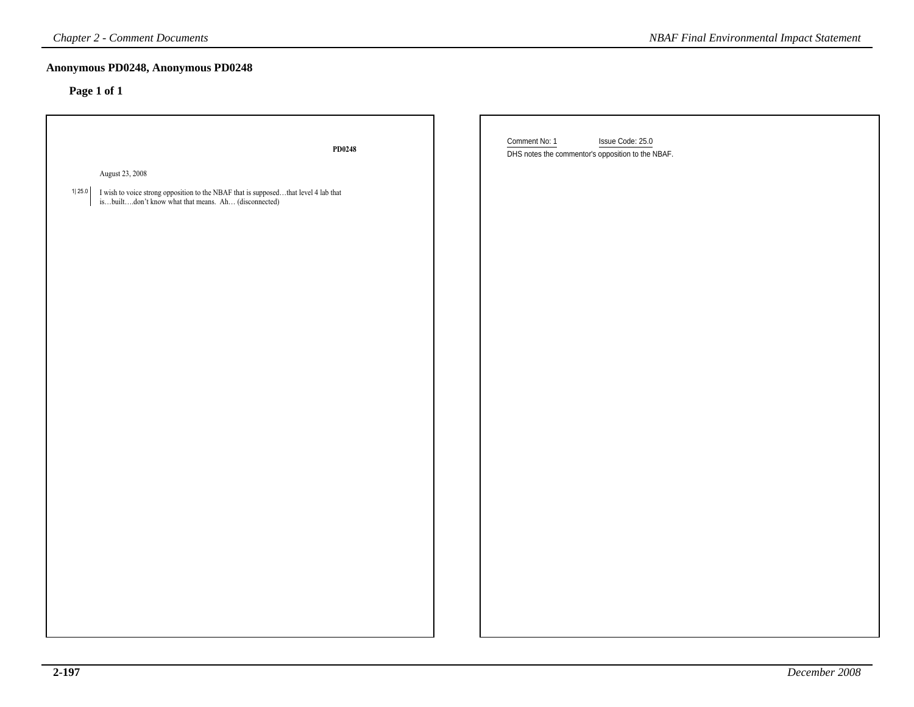## Anonymous PD0248, Anonymous PD0248

### Page 1 of 1

**PD0248**

August 23, 2008

1| 25.0 I wish to voice strong opposition to the NBAF that is supposed…that level 4 lab that is…built….don't know what that means. Ah… (disconnected)

Comment No: 1 Issue Code: 25.0

DHS notes the commentor's opposition to the NBAF.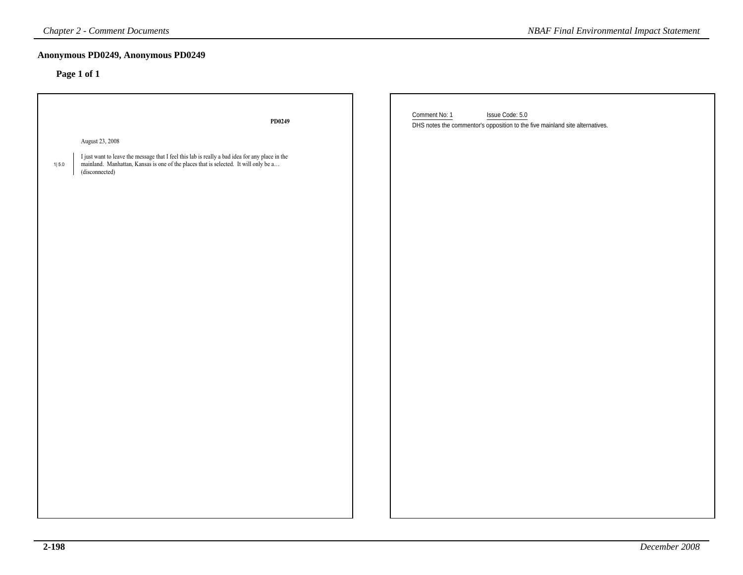## Anonymous PD0249, Anonymous PD0249

### Page 1 of 1

**PD0249**

August 23, 2008

1| 5.0

I just want to leave the message that I feel this lab is really a bad idea for any place in the mainland. Manhattan, Kansas is one of the places that is selected. It will only be a… (disconnected)

Comment No: 1 Issue Code: 5.0

DHS notes the commentor's opposition to the five mainland site alternatives.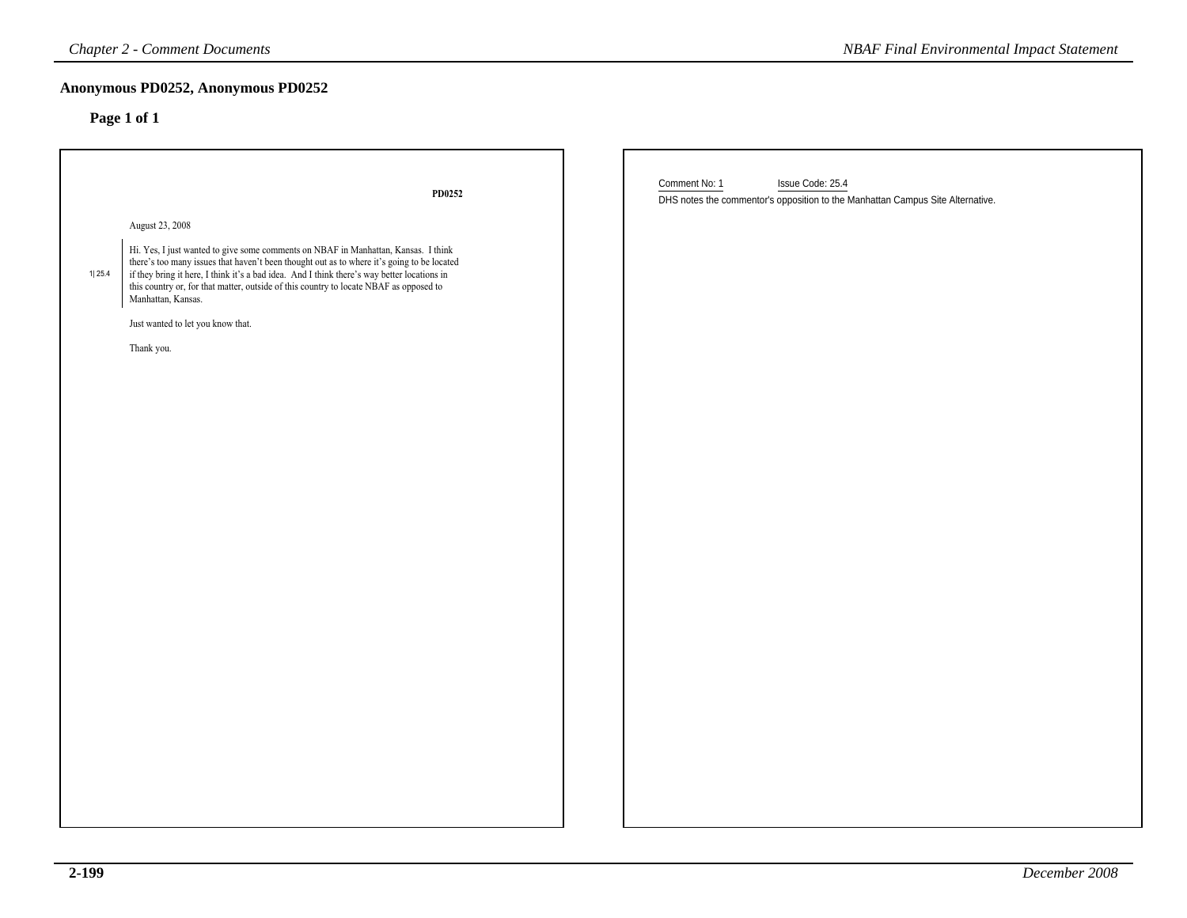## Anonymous PD0252, Anonymous PD0252

**Page 1 of 1**

PD0252

August 23, 2008

1| 25.4

Hi. Yes, I just wanted to give some comments on NBAF in Manhattan, Kansas. I think there's too many issues that haven't been thought out as to where it's going to be located if they bring it here, I think it's a bad idea. And I think there's way better locations in this country or, for that matter, outside of this country to locate NBAF as opposed to Manhattan, Kansas.

Just wanted to let you know that.

Thank you.

Comment No: 1 Issue Code: 25.4

DHS notes the commentor's opposition to the Manhattan Campus Site Alternative.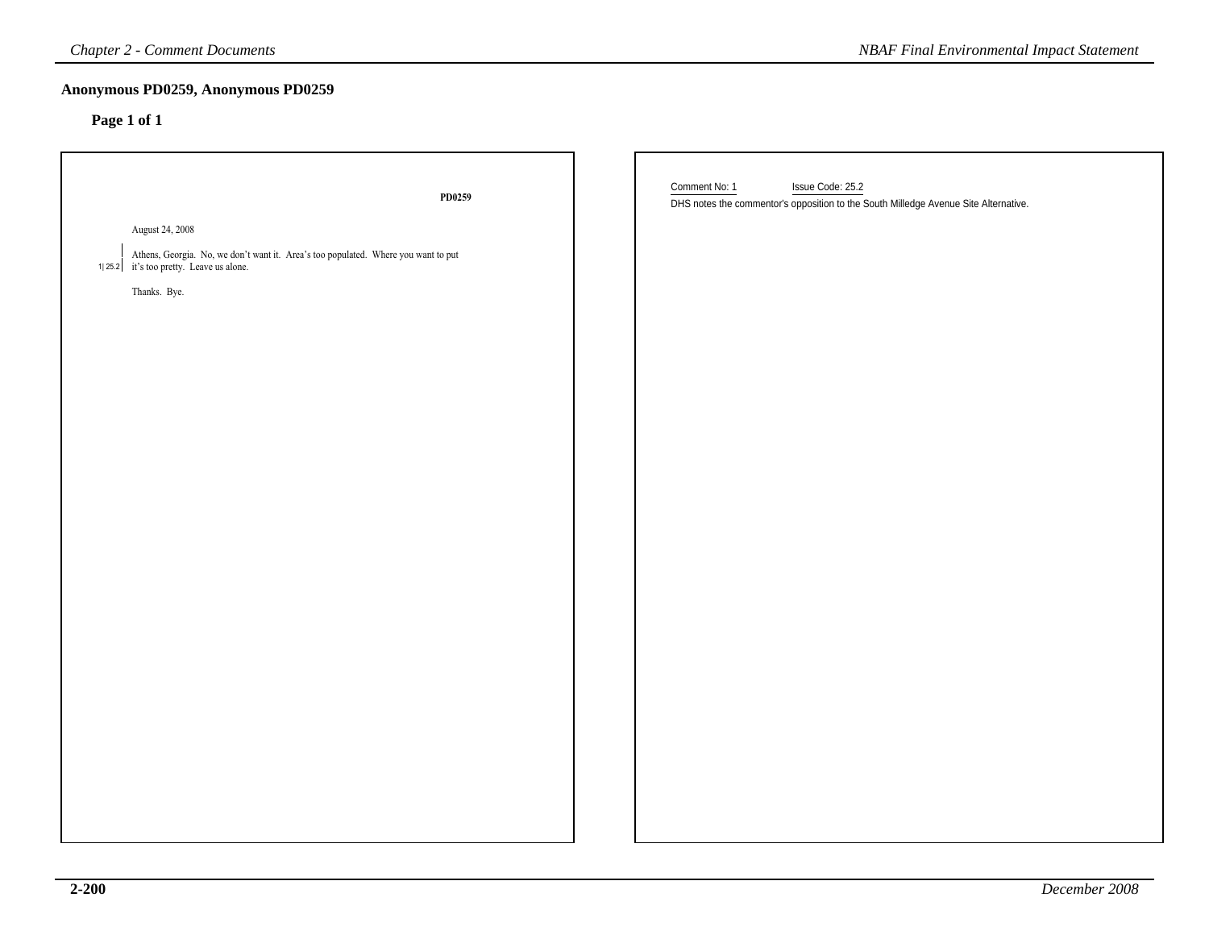## Anonymous PD0259, Anonymous PD0259

### Page 1 of 1

**PD0259**

August 24, 2008

1| 25.2 Athens, Georgia. No, we don't want it. Area's too populated. Where you want to put it's too pretty. Leave us alone.

Thanks. Bye.

Comment No: 1 Issue Code: 25.2

DHS notes the commentor's opposition to the South Milledge Avenue Site Alternative.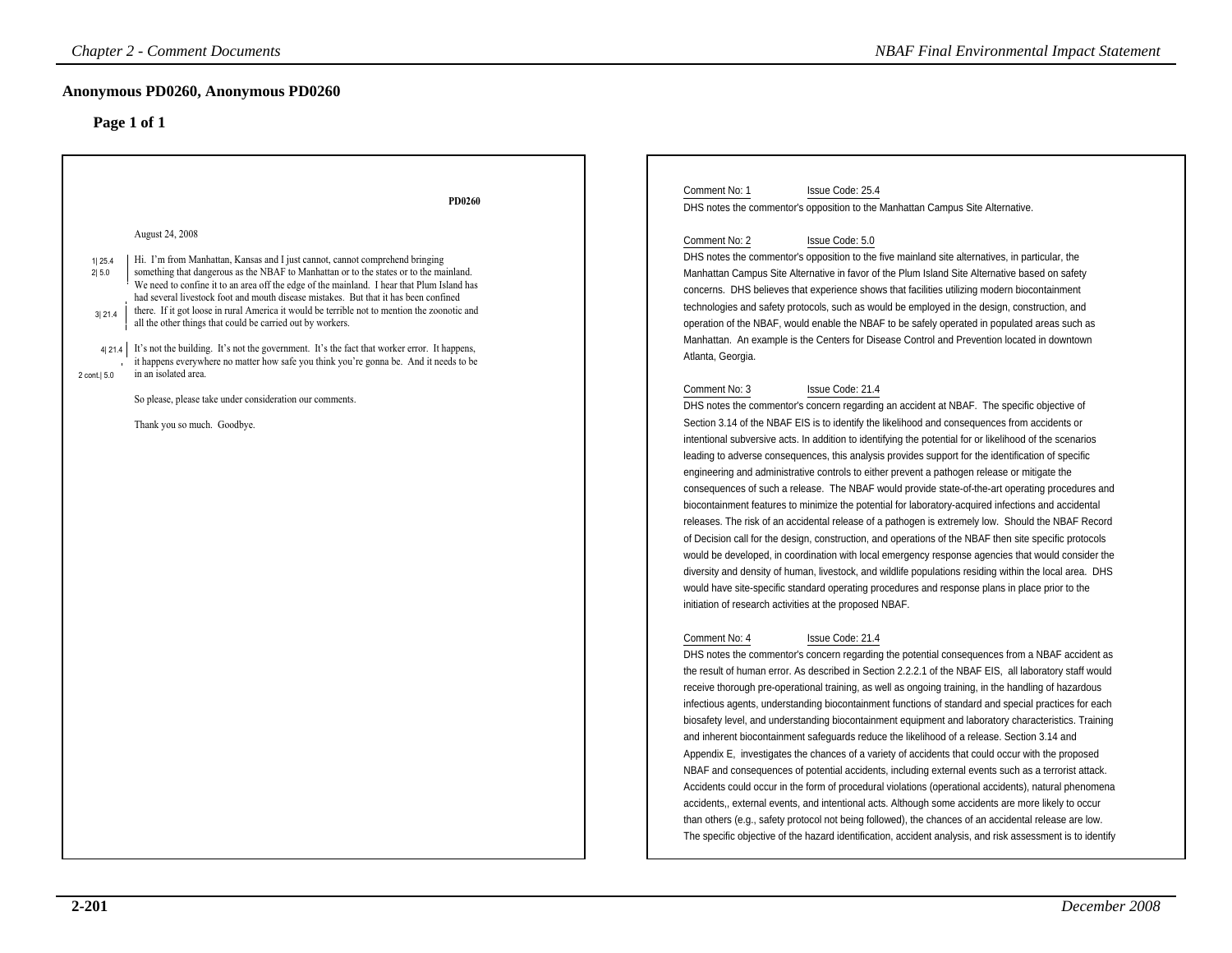## Anonymous PD0260, Anonymous PD0260

### Page 1 of 1

PD0260

August 24, 2008

1| 25.4
2| 5.0

Hi. I'm from Manhattan, Kansas and I just cannot, cannot comprehend bringing something that dangerous as the NBAF to Manhattan or to the states or to the mainland. We need to confine it to an area off the edge of the mainland. I hear that Plum Island has had several livestock foot and mouth disease mistakes. But that it has been confined there. If it got loose in rural America it would be terrible not to mention the zoonotic and all the other things that could be carried out by workers.

3| 21.4

4| 21.4

It's not the building. It's not the government. It's the fact that worker error. It happens, it happens everywhere no matter how safe you think you're gonna be. And it needs to be in an isolated area.

2 cont.| 5.0

So please, please take under consideration our comments.

Thank you so much. Goodbye.

Comment No: 1 Issue Code: 25.4

DHS notes the commentor's opposition to the Manhattan Campus Site Alternative.

Comment No: 2 Issue Code: 5.0

DHS notes the commentor's opposition to the five mainland site alternatives, in particular, the Manhattan Campus Site Alternative in favor of the Plum Island Site Alternative based on safety concerns. DHS believes that experience shows that facilities utilizing modern biocontainment technologies and safety protocols, such as would be employed in the design, construction, and operation of the NBAF, would enable the NBAF to be safely operated in populated areas such as Manhattan. An example is the Centers for Disease Control and Prevention located in downtown Atlanta, Georgia.

Comment No: 3 Issue Code: 21.4

DHS notes the commentor's concern regarding an accident at NBAF. The specific objective of Section 3.14 of the NBAF EIS is to identify the likelihood and consequences from accidents or intentional subversive acts. In addition to identifying the potential for or likelihood of the scenarios leading to adverse consequences, this analysis provides support for the identification of specific engineering and administrative controls to either prevent a pathogen release or mitigate the consequences of such a release. The NBAF would provide state-of-the-art operating procedures and biocontainment features to minimize the potential for laboratory-acquired infections and accidental releases. The risk of an accidental release of a pathogen is extremely low. Should the NBAF Record of Decision call for the design, construction, and operations of the NBAF then site specific protocols would be developed, in coordination with local emergency response agencies that would consider the diversity and density of human, livestock, and wildlife populations residing within the local area. DHS would have site-specific standard operating procedures and response plans in place prior to the initiation of research activities at the proposed NBAF.

Comment No: 4 Issue Code: 21.4

DHS notes the commentor's concern regarding the potential consequences from a NBAF accident as the result of human error. As described in Section 2.2.2.1 of the NBAF EIS, all laboratory staff would receive thorough pre-operational training, as well as ongoing training, in the handling of hazardous infectious agents, understanding biocontainment functions of standard and special practices for each biosafety level, and understanding biocontainment equipment and laboratory characteristics. Training and inherent biocontainment safeguards reduce the likelihood of a release. Section 3.14 and Appendix E, investigates the chances of a variety of accidents that could occur with the proposed NBAF and consequences of potential accidents, including external events such as a terrorist attack. Accidents could occur in the form of procedural violations (operational accidents), natural phenomena accidents,, external events, and intentional acts. Although some accidents are more likely to occur than others (e.g., safety protocol not being followed), the chances of an accidental release are low. The specific objective of the hazard identification, accident analysis, and risk assessment is to identify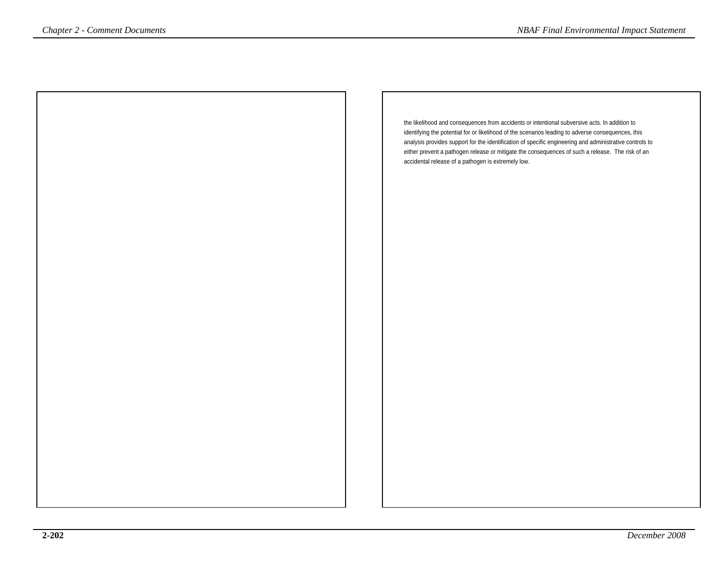the likelihood and consequences from accidents or intentional subversive acts. In addition to identifying the potential for or likelihood of the scenarios leading to adverse consequences, this analysis provides support for the identification of specific engineering and administrative controls to either prevent a pathogen release or mitigate the consequences of such a release. The risk of an accidental release of a pathogen is extremely low.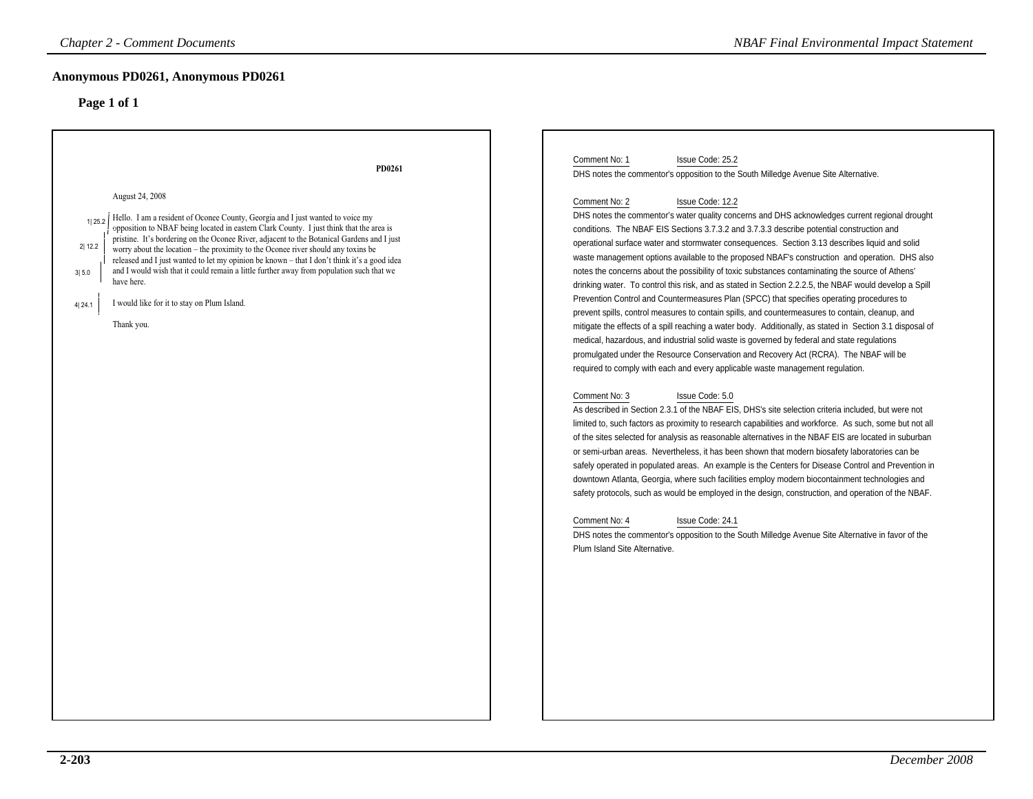## Anonymous PD0261, Anonymous PD0261

### Page 1 of 1

PD0261

August 24, 2008

1| 25.2 Hello. I am a resident of Oconee County, Georgia and I just wanted to voice my opposition to NBAF being located in eastern Clark County. I just think that the area is pristine. It's bordering on the Oconee River, adjacent to the Botanical Gardens and I just

2| 12.2 worry about the location – the proximity to the Oconee river should any toxins be released and I just wanted to let my opinion be known – that I don't think it's a good idea

3| 5.0 and I would wish that it could remain a little further away from population such that we have here.

4| 24.1 I would like for it to stay on Plum Island.

Thank you.

Comment No: 1 Issue Code: 25.2

DHS notes the commentor's opposition to the South Milledge Avenue Site Alternative.

Comment No: 2 Issue Code: 12.2

DHS notes the commentor's water quality concerns and DHS acknowledges current regional drought conditions. The NBAF EIS Sections 3.7.3.2 and 3.7.3.3 describe potential construction and operational surface water and stormwater consequences. Section 3.13 describes liquid and solid waste management options available to the proposed NBAF's construction and operation. DHS also notes the concerns about the possibility of toxic substances contaminating the source of Athens' drinking water. To control this risk, and as stated in Section 2.2.2.5, the NBAF would develop a Spill Prevention Control and Countermeasures Plan (SPCC) that specifies operating procedures to prevent spills, control measures to contain spills, and countermeasures to contain, cleanup, and mitigate the effects of a spill reaching a water body. Additionally, as stated in Section 3.1 disposal of medical, hazardous, and industrial solid waste is governed by federal and state regulations promulgated under the Resource Conservation and Recovery Act (RCRA). The NBAF will be required to comply with each and every applicable waste management regulation.

Comment No: 3 Issue Code: 5.0

As described in Section 2.3.1 of the NBAF EIS, DHS's site selection criteria included, but were not limited to, such factors as proximity to research capabilities and workforce. As such, some but not all of the sites selected for analysis as reasonable alternatives in the NBAF EIS are located in suburban or semi-urban areas. Nevertheless, it has been shown that modern biosafety laboratories can be safely operated in populated areas. An example is the Centers for Disease Control and Prevention in downtown Atlanta, Georgia, where such facilities employ modern biocontainment technologies and safety protocols, such as would be employed in the design, construction, and operation of the NBAF.

Comment No: 4 Issue Code: 24.1

DHS notes the commentor's opposition to the South Milledge Avenue Site Alternative in favor of the Plum Island Site Alternative.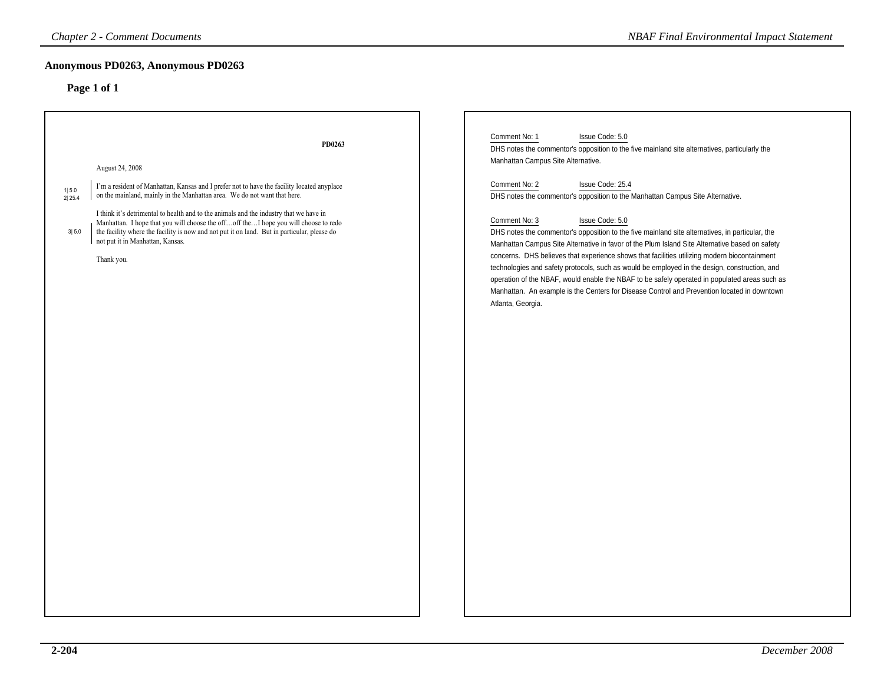## Anonymous PD0263, Anonymous PD0263

### Page 1 of 1

PD0263

August 24, 2008

1| 5.0
2| 25.4

I'm a resident of Manhattan, Kansas and I prefer not to have the facility located anyplace on the mainland, mainly in the Manhattan area. We do not want that here.

3| 5.0

I think it's detrimental to health and to the animals and the industry that we have in Manhattan. I hope that you will choose the off…off the…I hope you will choose to redo the facility where the facility is now and not put it on land. But in particular, please do not put it in Manhattan, Kansas.

Thank you.

Comment No: 1 Issue Code: 5.0

DHS notes the commentor's opposition to the five mainland site alternatives, particularly the Manhattan Campus Site Alternative.

Comment No: 2 Issue Code: 25.4

DHS notes the commentor's opposition to the Manhattan Campus Site Alternative.

Comment No: 3 Issue Code: 5.0

DHS notes the commentor's opposition to the five mainland site alternatives, in particular, the Manhattan Campus Site Alternative in favor of the Plum Island Site Alternative based on safety concerns. DHS believes that experience shows that facilities utilizing modern biocontainment technologies and safety protocols, such as would be employed in the design, construction, and operation of the NBAF, would enable the NBAF to be safely operated in populated areas such as Manhattan. An example is the Centers for Disease Control and Prevention located in downtown Atlanta, Georgia.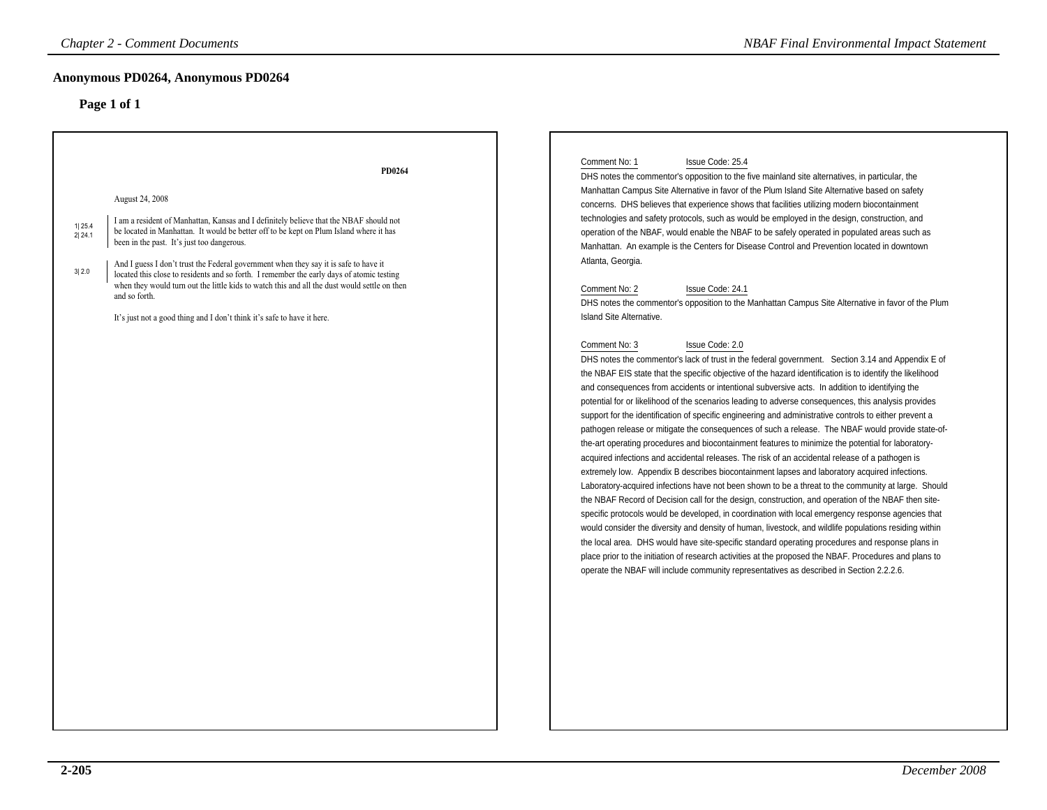## Anonymous PD0264, Anonymous PD0264

### Page 1 of 1

PD0264

August 24, 2008

1| 25.4
2| 24.1

I am a resident of Manhattan, Kansas and I definitely believe that the NBAF should not be located in Manhattan. It would be better off to be kept on Plum Island where it has been in the past. It's just too dangerous.

3| 2.0

And I guess I don't trust the Federal government when they say it is safe to have it located this close to residents and so forth. I remember the early days of atomic testing when they would turn out the little kids to watch this and all the dust would settle on then and so forth.

It's just not a good thing and I don't think it's safe to have it here.

---

Comment No: 1 Issue Code: 25.4

DHS notes the commentor's opposition to the five mainland site alternatives, in particular, the Manhattan Campus Site Alternative in favor of the Plum Island Site Alternative based on safety concerns. DHS believes that experience shows that facilities utilizing modern biocontainment technologies and safety protocols, such as would be employed in the design, construction, and operation of the NBAF, would enable the NBAF to be safely operated in populated areas such as Manhattan. An example is the Centers for Disease Control and Prevention located in downtown Atlanta, Georgia.

Comment No: 2 Issue Code: 24.1

DHS notes the commentor's opposition to the Manhattan Campus Site Alternative in favor of the Plum Island Site Alternative.

Comment No: 3 Issue Code: 2.0

DHS notes the commentor's lack of trust in the federal government. Section 3.14 and Appendix E of the NBAF EIS state that the specific objective of the hazard identification is to identify the likelihood and consequences from accidents or intentional subversive acts. In addition to identifying the potential for or likelihood of the scenarios leading to adverse consequences, this analysis provides support for the identification of specific engineering and administrative controls to either prevent a pathogen release or mitigate the consequences of such a release. The NBAF would provide state-of-the-art operating procedures and biocontainment features to minimize the potential for laboratory-acquired infections and accidental releases. The risk of an accidental release of a pathogen is extremely low. Appendix B describes biocontainment lapses and laboratory acquired infections. Laboratory-acquired infections have not been shown to be a threat to the community at large. Should the NBAF Record of Decision call for the design, construction, and operation of the NBAF then site-specific protocols would be developed, in coordination with local emergency response agencies that would consider the diversity and density of human, livestock, and wildlife populations residing within the local area. DHS would have site-specific standard operating procedures and response plans in place prior to the initiation of research activities at the proposed NBAF. Procedures and plans to operate the NBAF will include community representatives as described in Section 2.2.2.6.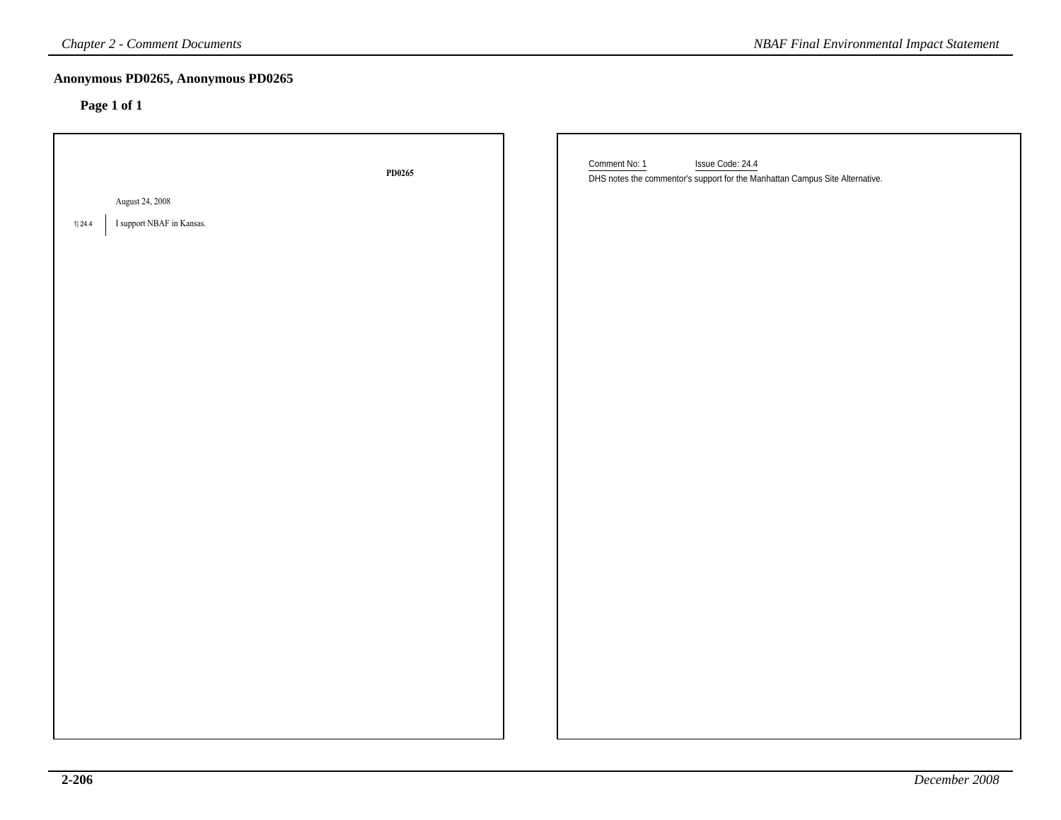## Anonymous PD0265, Anonymous PD0265

**Page 1 of 1**

**PD0265**

August 24, 2008

1| 24.4 I support NBAF in Kansas.

Comment No: 1 Issue Code: 24.4

DHS notes the commentor's support for the Manhattan Campus Site Alternative.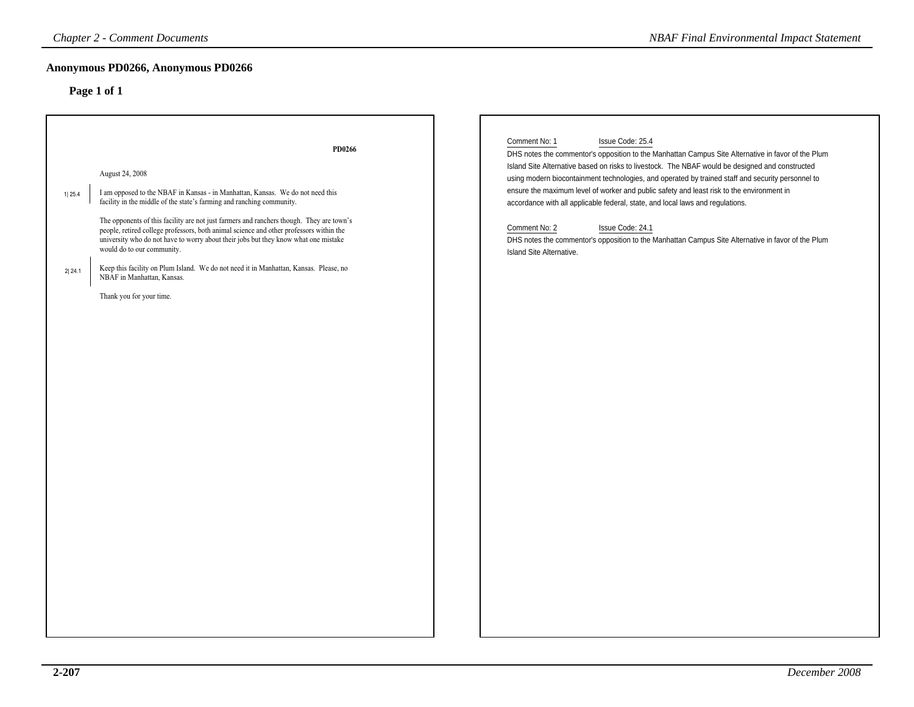## Anonymous PD0266, Anonymous PD0266

### Page 1 of 1

**PD0266**

August 24, 2008

1| 25.4 I am opposed to the NBAF in Kansas - in Manhattan, Kansas. We do not need this facility in the middle of the state's farming and ranching community.

The opponents of this facility are not just farmers and ranchers though. They are town's people, retired college professors, both animal science and other professors within the university who do not have to worry about their jobs but they know what one mistake would do to our community.

2| 24.1 Keep this facility on Plum Island. We do not need it in Manhattan, Kansas. Please, no NBAF in Manhattan, Kansas.

Thank you for your time.

Comment No: 1 Issue Code: 25.4

DHS notes the commentor's opposition to the Manhattan Campus Site Alternative in favor of the Plum Island Site Alternative based on risks to livestock. The NBAF would be designed and constructed using modern biocontainment technologies, and operated by trained staff and security personnel to ensure the maximum level of worker and public safety and least risk to the environment in accordance with all applicable federal, state, and local laws and regulations.

Comment No: 2 Issue Code: 24.1

DHS notes the commentor's opposition to the Manhattan Campus Site Alternative in favor of the Plum Island Site Alternative.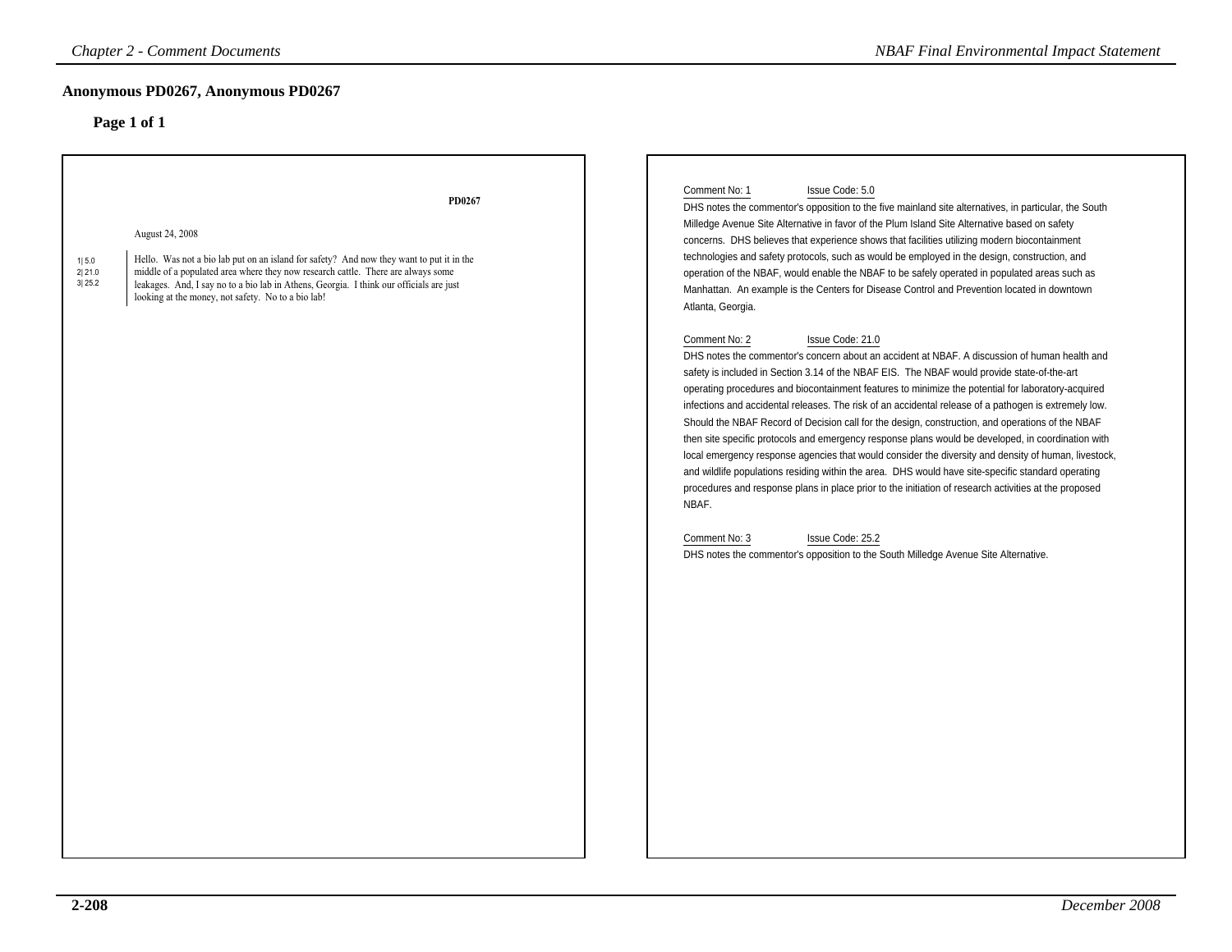## Anonymous PD0267, Anonymous PD0267

### Page 1 of 1

PD0267

August 24, 2008

1| 5.0
2| 21.0
3| 25.2

Hello. Was not a bio lab put on an island for safety? And now they want to put it in the middle of a populated area where they now research cattle. There are always some leakages. And, I say no to a bio lab in Athens, Georgia. I think our officials are just looking at the money, not safety. No to a bio lab!

Comment No: 1 Issue Code: 5.0

DHS notes the commentor's opposition to the five mainland site alternatives, in particular, the South Milledge Avenue Site Alternative in favor of the Plum Island Site Alternative based on safety concerns. DHS believes that experience shows that facilities utilizing modern biocontainment technologies and safety protocols, such as would be employed in the design, construction, and operation of the NBAF, would enable the NBAF to be safely operated in populated areas such as Manhattan. An example is the Centers for Disease Control and Prevention located in downtown Atlanta, Georgia.

Comment No: 2 Issue Code: 21.0

DHS notes the commentor's concern about an accident at NBAF. A discussion of human health and safety is included in Section 3.14 of the NBAF EIS. The NBAF would provide state-of-the-art operating procedures and biocontainment features to minimize the potential for laboratory-acquired infections and accidental releases. The risk of an accidental release of a pathogen is extremely low. Should the NBAF Record of Decision call for the design, construction, and operations of the NBAF then site specific protocols and emergency response plans would be developed, in coordination with local emergency response agencies that would consider the diversity and density of human, livestock, and wildlife populations residing within the area. DHS would have site-specific standard operating procedures and response plans in place prior to the initiation of research activities at the proposed NBAF.

Comment No: 3 Issue Code: 25.2

DHS notes the commentor's opposition to the South Milledge Avenue Site Alternative.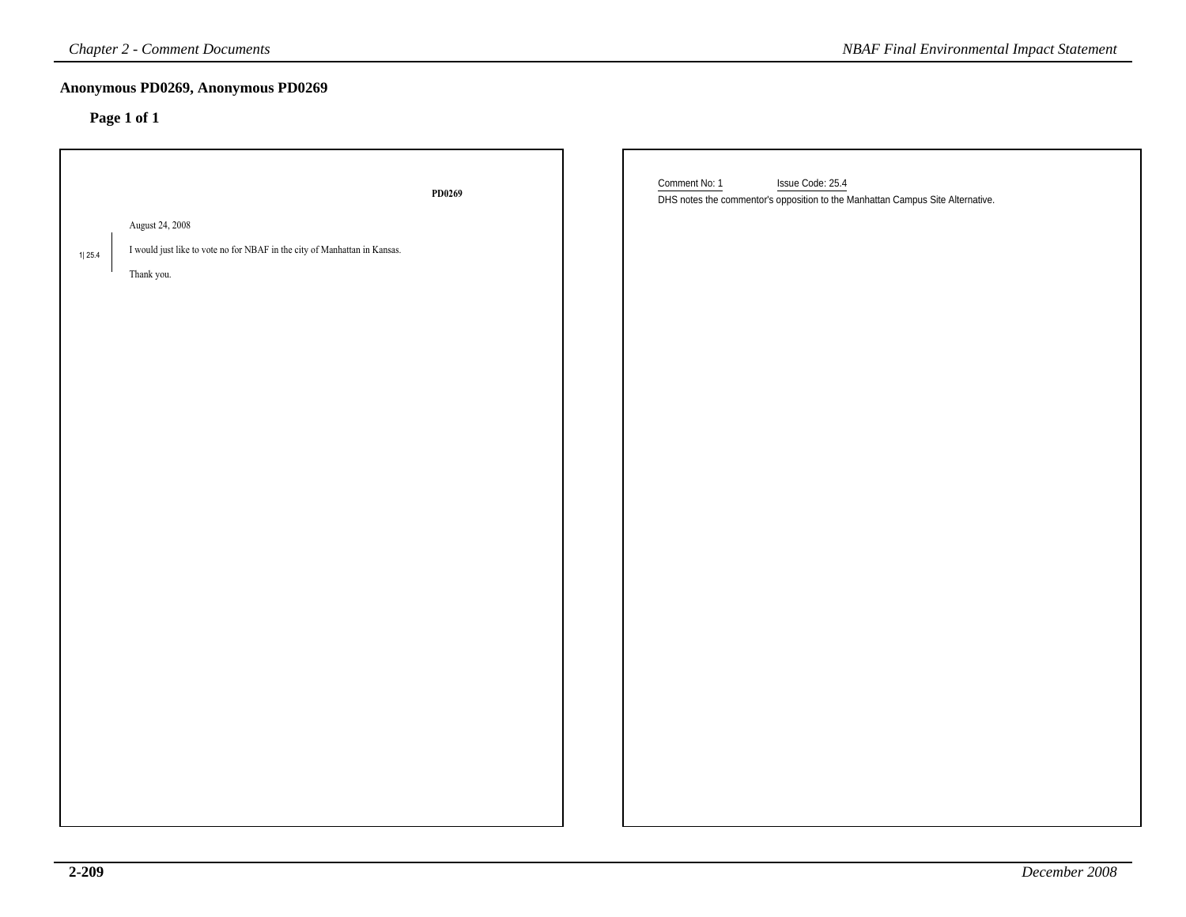## Anonymous PD0269, Anonymous PD0269

**Page 1 of 1**

**PD0269**

August 24, 2008

1| 25.4

I would just like to vote no for NBAF in the city of Manhattan in Kansas.

Thank you.

Comment No: 1 Issue Code: 25.4

DHS notes the commentor's opposition to the Manhattan Campus Site Alternative.